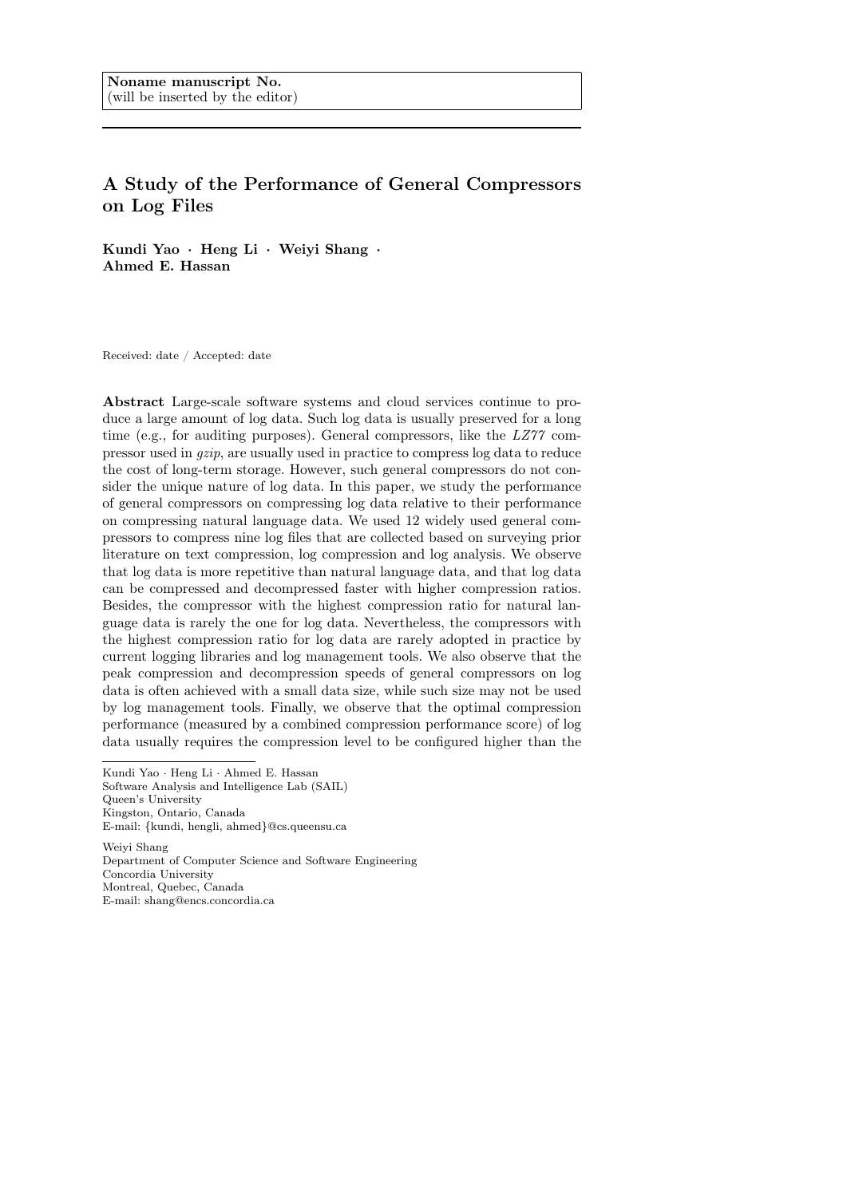**Noname manuscript No.**
(will be inserted by the editor)

# A Study of the Performance of General Compressors on Log Files

**Kundi Yao · Heng Li · Weiyi Shang · Ahmed E. Hassan**

Received: date / Accepted: date

**Abstract** Large-scale software systems and cloud services continue to produce a large amount of log data. Such log data is usually preserved for a long time (e.g., for auditing purposes). General compressors, like the *LZ77* compressor used in *gzip*, are usually used in practice to compress log data to reduce the cost of long-term storage. However, such general compressors do not consider the unique nature of log data. In this paper, we study the performance of general compressors on compressing log data relative to their performance on compressing natural language data. We used 12 widely used general compressors to compress nine log files that are collected based on surveying prior literature on text compression, log compression and log analysis. We observe that log data is more repetitive than natural language data, and that log data can be compressed and decompressed faster with higher compression ratios. Besides, the compressor with the highest compression ratio for natural language data is rarely the one for log data. Nevertheless, the compressors with the highest compression ratio for log data are rarely adopted in practice by current logging libraries and log management tools. We also observe that the peak compression and decompression speeds of general compressors on log data is often achieved with a small data size, while such size may not be used by log management tools. Finally, we observe that the optimal compression performance (measured by a combined compression performance score) of log data usually requires the compression level to be configured higher than the

---

Kundi Yao · Heng Li · Ahmed E. Hassan
Software Analysis and Intelligence Lab (SAIL)
Queen's University
Kingston, Ontario, Canada
E-mail: {kundi, hengli, ahmed}@cs.queensu.ca

Weiyi Shang
Department of Computer Science and Software Engineering
Concordia University
Montreal, Quebec, Canada
E-mail: shang@encs.concordia.ca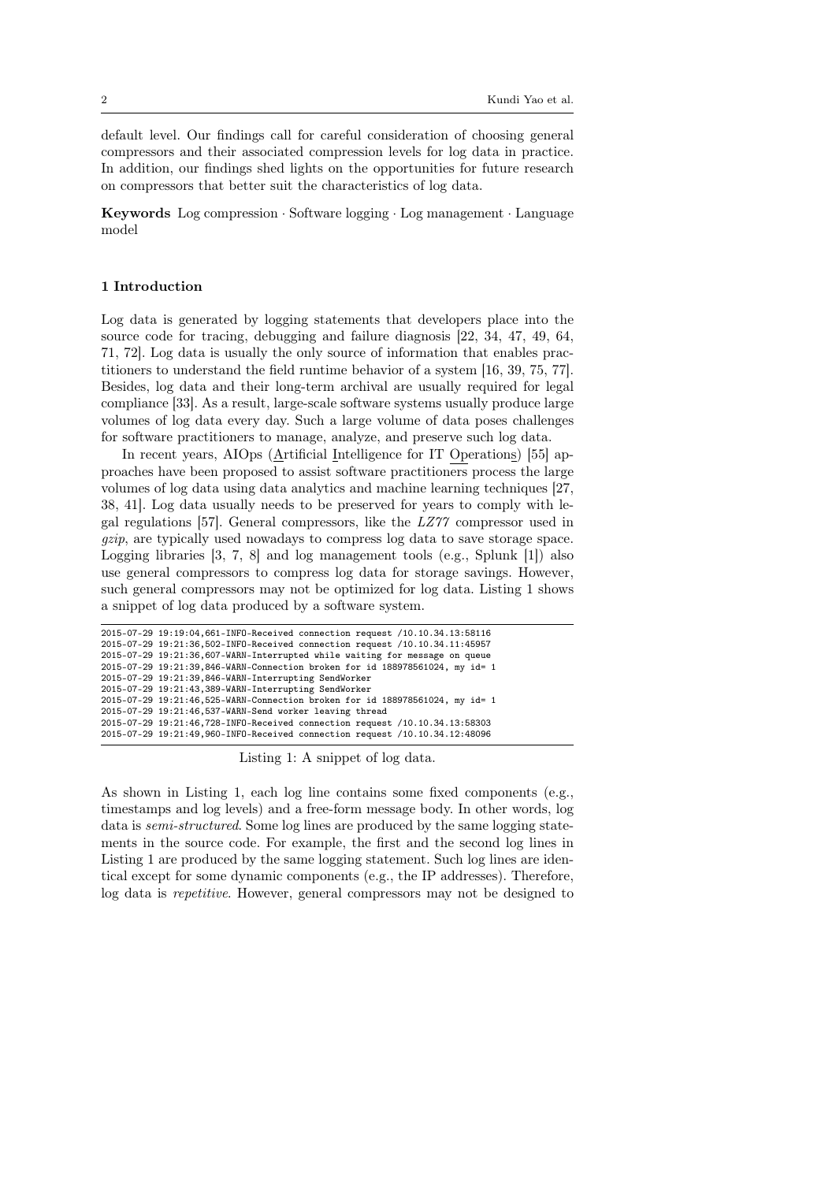default level. Our findings call for careful consideration of choosing general compressors and their associated compression levels for log data in practice. In addition, our findings shed lights on the opportunities for future research on compressors that better suit the characteristics of log data.

**Keywords** Log compression · Software logging · Log management · Language model

## 1 Introduction

Log data is generated by logging statements that developers place into the source code for tracing, debugging and failure diagnosis [22, 34, 47, 49, 64, 71, 72]. Log data is usually the only source of information that enables practitioners to understand the field runtime behavior of a system [16, 39, 75, 77]. Besides, log data and their long-term archival are usually required for legal compliance [33]. As a result, large-scale software systems usually produce large volumes of log data every day. Such a large volume of data poses challenges for software practitioners to manage, analyze, and preserve such log data.

In recent years, AIOps (Artificial Intelligence for IT Operations) [55] approaches have been proposed to assist software practitioners process the large volumes of log data using data analytics and machine learning techniques [27, 38, 41]. Log data usually needs to be preserved for years to comply with legal regulations [57]. General compressors, like the *LZ77* compressor used in *gzip*, are typically used nowadays to compress log data to save storage space. Logging libraries [3, 7, 8] and log management tools (e.g., Splunk [1]) also use general compressors to compress log data for storage savings. However, such general compressors may not be optimized for log data. Listing 1 shows a snippet of log data produced by a software system.

```
2015-07-29 19:19:04,661-INFO-Received connection request /10.10.34.13:58116
2015-07-29 19:21:36,502-INFO-Received connection request /10.10.34.11:45957
2015-07-29 19:21:36,607-WARN-Interrupted while waiting for message on queue
2015-07-29 19:21:39,846-WARN-Connection broken for id 188978561024, my id= 1
2015-07-29 19:21:39,846-WARN-Interrupting SendWorker
2015-07-29 19:21:43,389-WARN-Interrupting SendWorker
2015-07-29 19:21:46,525-WARN-Connection broken for id 188978561024, my id= 1
2015-07-29 19:21:46,537-WARN-Send worker leaving thread
2015-07-29 19:21:46,728-INFO-Received connection request /10.10.34.13:58303
2015-07-29 19:21:49,960-INFO-Received connection request /10.10.34.12:48096
```

Listing 1: A snippet of log data.

As shown in Listing 1, each log line contains some fixed components (e.g., timestamps and log levels) and a free-form message body. In other words, log data is *semi-structured*. Some log lines are produced by the same logging statements in the source code. For example, the first and the second log lines in Listing 1 are produced by the same logging statement. Such log lines are identical except for some dynamic components (e.g., the IP addresses). Therefore, log data is *repetitive*. However, general compressors may not be designed to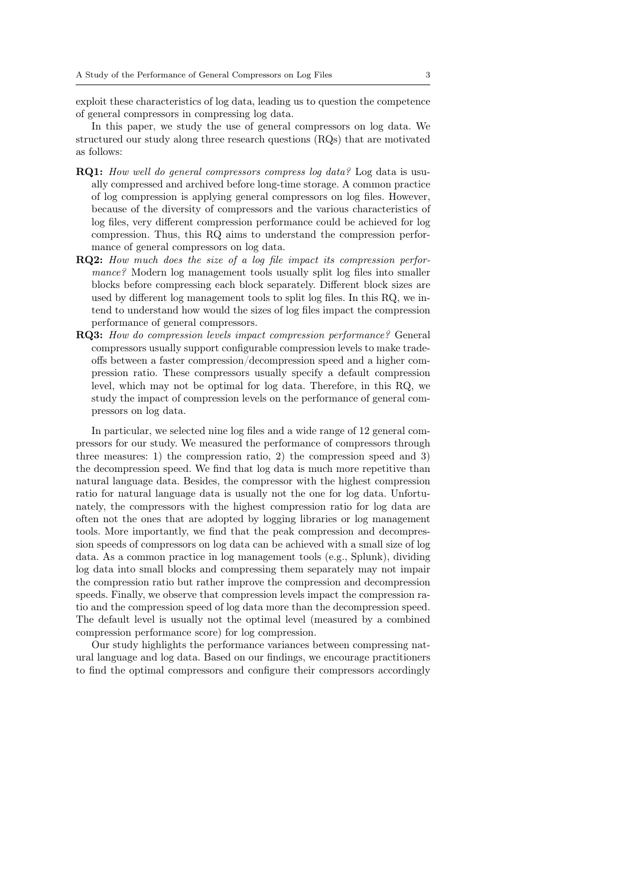exploit these characteristics of log data, leading us to question the competence of general compressors in compressing log data.

In this paper, we study the use of general compressors on log data. We structured our study along three research questions (RQs) that are motivated as follows:

- **RQ1:** *How well do general compressors compress log data?* Log data is usually compressed and archived before long-time storage. A common practice of log compression is applying general compressors on log files. However, because of the diversity of compressors and the various characteristics of log files, very different compression performance could be achieved for log compression. Thus, this RQ aims to understand the compression performance of general compressors on log data.
- **RQ2:** *How much does the size of a log file impact its compression performance?* Modern log management tools usually split log files into smaller blocks before compressing each block separately. Different block sizes are used by different log management tools to split log files. In this RQ, we intend to understand how would the sizes of log files impact the compression performance of general compressors.
- **RQ3:** *How do compression levels impact compression performance?* General compressors usually support configurable compression levels to make tradeoffs between a faster compression/decompression speed and a higher compression ratio. These compressors usually specify a default compression level, which may not be optimal for log data. Therefore, in this RQ, we study the impact of compression levels on the performance of general compressors on log data.

In particular, we selected nine log files and a wide range of 12 general compressors for our study. We measured the performance of compressors through three measures: 1) the compression ratio, 2) the compression speed and 3) the decompression speed. We find that log data is much more repetitive than natural language data. Besides, the compressor with the highest compression ratio for natural language data is usually not the one for log data. Unfortunately, the compressors with the highest compression ratio for log data are often not the ones that are adopted by logging libraries or log management tools. More importantly, we find that the peak compression and decompression speeds of compressors on log data can be achieved with a small size of log data. As a common practice in log management tools (e.g., Splunk), dividing log data into small blocks and compressing them separately may not impair the compression ratio but rather improve the compression and decompression speeds. Finally, we observe that compression levels impact the compression ratio and the compression speed of log data more than the decompression speed. The default level is usually not the optimal level (measured by a combined compression performance score) for log compression.

Our study highlights the performance variances between compressing natural language and log data. Based on our findings, we encourage practitioners to find the optimal compressors and configure their compressors accordingly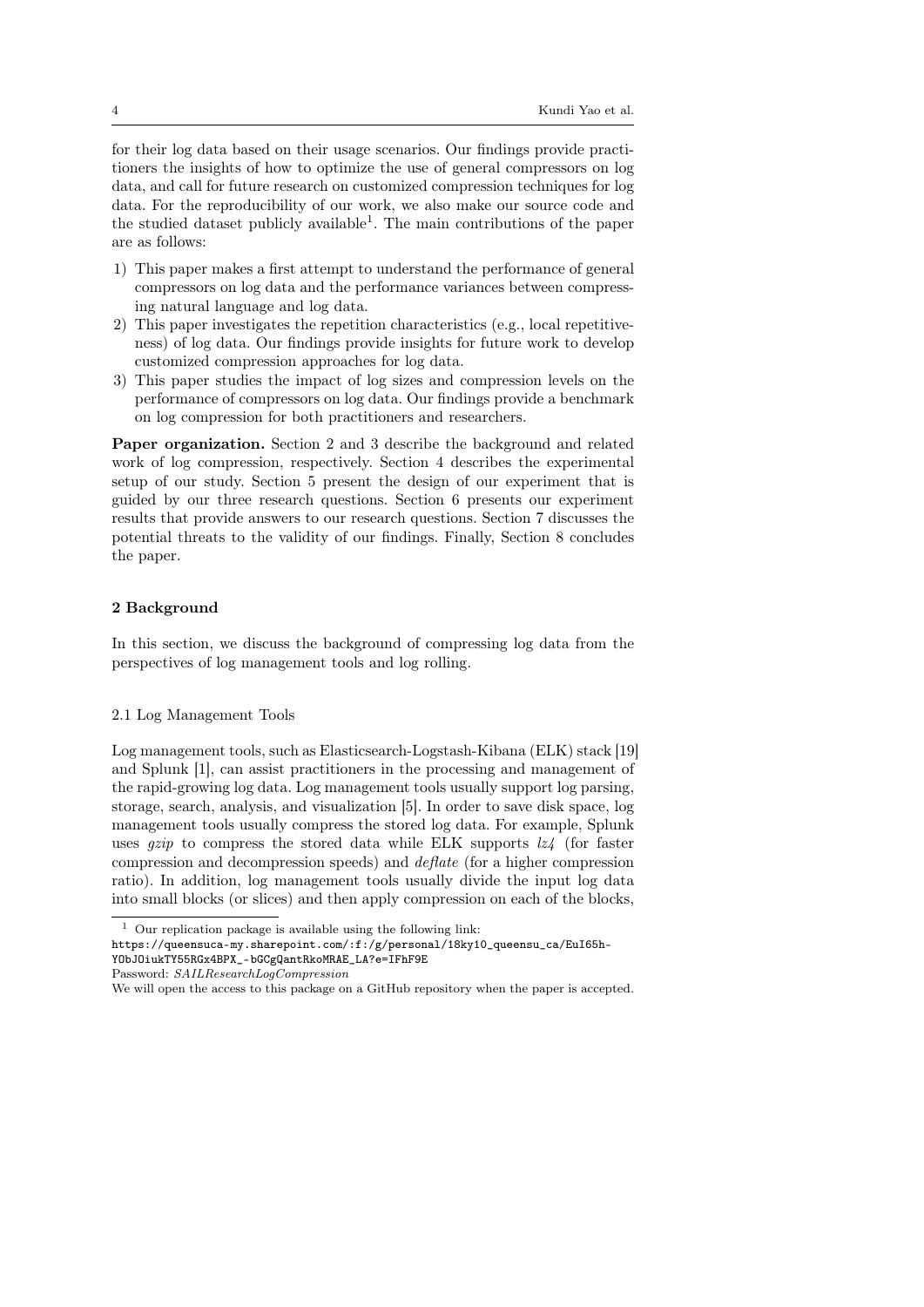for their log data based on their usage scenarios. Our findings provide practitioners the insights of how to optimize the use of general compressors on log data, and call for future research on customized compression techniques for log data. For the reproducibility of our work, we also make our source code and the studied dataset publicly available[1]. The main contributions of the paper are as follows:

1) This paper makes a first attempt to understand the performance of general compressors on log data and the performance variances between compressing natural language and log data.
2) This paper investigates the repetition characteristics (e.g., local repetitiveness) of log data. Our findings provide insights for future work to develop customized compression approaches for log data.
3) This paper studies the impact of log sizes and compression levels on the performance of compressors on log data. Our findings provide a benchmark on log compression for both practitioners and researchers.

**Paper organization.** Section 2 and 3 describe the background and related work of log compression, respectively. Section 4 describes the experimental setup of our study. Section 5 present the design of our experiment that is guided by our three research questions. Section 6 presents our experiment results that provide answers to our research questions. Section 7 discusses the potential threats to the validity of our findings. Finally, Section 8 concludes the paper.

## 2 Background

In this section, we discuss the background of compressing log data from the perspectives of log management tools and log rolling.

### 2.1 Log Management Tools

Log management tools, such as Elasticsearch-Logstash-Kibana (ELK) stack [19] and Splunk [1], can assist practitioners in the processing and management of the rapid-growing log data. Log management tools usually support log parsing, storage, search, analysis, and visualization [5]. In order to save disk space, log management tools usually compress the stored log data. For example, Splunk uses *gzip* to compress the stored data while ELK supports *lz4* (for faster compression and decompression speeds) and *deflate* (for a higher compression ratio). In addition, log management tools usually divide the input log data into small blocks (or slices) and then apply compression on each of the blocks,

[1] Our replication package is available using the following link:
https://queensuca-my.sharepoint.com/:f:/g/personal/18ky10_queensu_ca/EuI65h-YObJOiukTY55RGx4BPX_-bGCgQantRkoMRAE_LA?e=IFhF9E
Password: *SAILResearchLogCompression*
We will open the access to this package on a GitHub repository when the paper is accepted.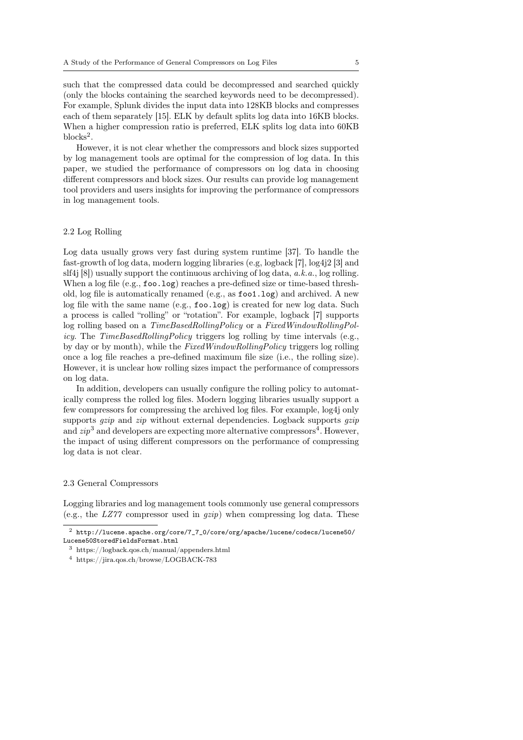such that the compressed data could be decompressed and searched quickly (only the blocks containing the searched keywords need to be decompressed). For example, Splunk divides the input data into 128KB blocks and compresses each of them separately [15]. ELK by default splits log data into 16KB blocks. When a higher compression ratio is preferred, ELK splits log data into 60KB blocks[2].

However, it is not clear whether the compressors and block sizes supported by log management tools are optimal for the compression of log data. In this paper, we studied the performance of compressors on log data in choosing different compressors and block sizes. Our results can provide log management tool providers and users insights for improving the performance of compressors in log management tools.

### 2.2 Log Rolling

Log data usually grows very fast during system runtime [37]. To handle the fast-growth of log data, modern logging libraries (e.g, logback [7], log4j2 [3] and slf4j [8]) usually support the continuous archiving of log data, *a.k.a.*, log rolling. When a log file (e.g., `foo.log`) reaches a pre-defined size or time-based threshold, log file is automatically renamed (e.g., as `foo1.log`) and archived. A new log file with the same name (e.g., `foo.log`) is created for new log data. Such a process is called "rolling" or "rotation". For example, logback [7] supports log rolling based on a *TimeBasedRollingPolicy* or a *FixedWindowRollingPolicy*. The *TimeBasedRollingPolicy* triggers log rolling by time intervals (e.g., by day or by month), while the *FixedWindowRollingPolicy* triggers log rolling once a log file reaches a pre-defined maximum file size (i.e., the rolling size). However, it is unclear how rolling sizes impact the performance of compressors on log data.

In addition, developers can usually configure the rolling policy to automatically compress the rolled log files. Modern logging libraries usually support a few compressors for compressing the archived log files. For example, log4j only supports *gzip* and *zip* without external dependencies. Logback supports *gzip* and *zip*[3] and developers are expecting more alternative compressors[4]. However, the impact of using different compressors on the performance of compressing log data is not clear.

### 2.3 General Compressors

Logging libraries and log management tools commonly use general compressors (e.g., the *LZ77* compressor used in *gzip*) when compressing log data. These

---

[2] `http://lucene.apache.org/core/7_7_0/core/org/apache/lucene/codecs/lucene50/Lucene50StoredFieldsFormat.html`

[3] https://logback.qos.ch/manual/appenders.html

[4] https://jira.qos.ch/browse/LOGBACK-783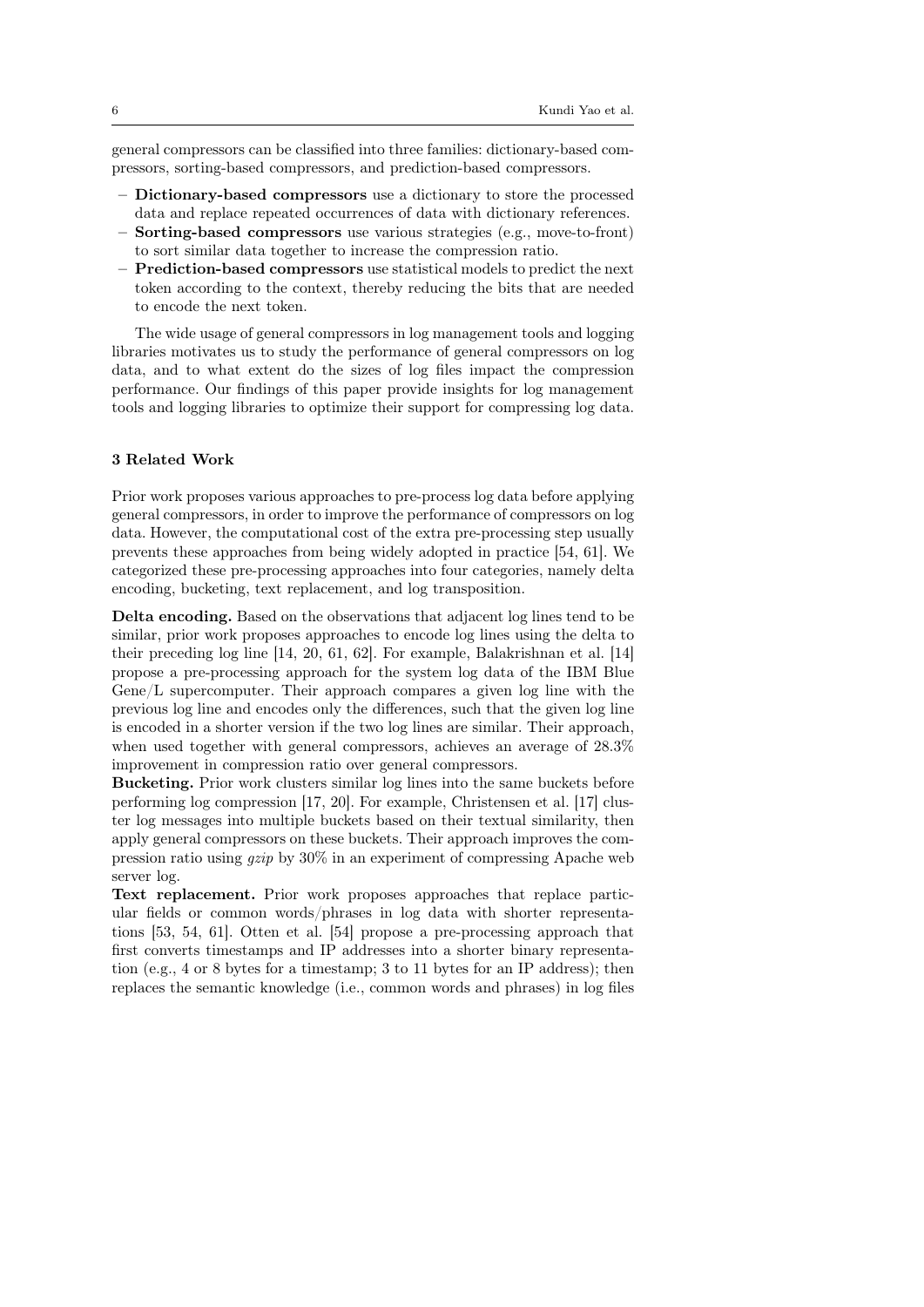general compressors can be classified into three families: dictionary-based compressors, sorting-based compressors, and prediction-based compressors.

- **Dictionary-based compressors** use a dictionary to store the processed data and replace repeated occurrences of data with dictionary references.
- **Sorting-based compressors** use various strategies (e.g., move-to-front) to sort similar data together to increase the compression ratio.
- **Prediction-based compressors** use statistical models to predict the next token according to the context, thereby reducing the bits that are needed to encode the next token.

The wide usage of general compressors in log management tools and logging libraries motivates us to study the performance of general compressors on log data, and to what extent do the sizes of log files impact the compression performance. Our findings of this paper provide insights for log management tools and logging libraries to optimize their support for compressing log data.

## 3 Related Work

Prior work proposes various approaches to pre-process log data before applying general compressors, in order to improve the performance of compressors on log data. However, the computational cost of the extra pre-processing step usually prevents these approaches from being widely adopted in practice [54, 61]. We categorized these pre-processing approaches into four categories, namely delta encoding, bucketing, text replacement, and log transposition.

**Delta encoding.** Based on the observations that adjacent log lines tend to be similar, prior work proposes approaches to encode log lines using the delta to their preceding log line [14, 20, 61, 62]. For example, Balakrishnan et al. [14] propose a pre-processing approach for the system log data of the IBM Blue Gene/L supercomputer. Their approach compares a given log line with the previous log line and encodes only the differences, such that the given log line is encoded in a shorter version if the two log lines are similar. Their approach, when used together with general compressors, achieves an average of 28.3% improvement in compression ratio over general compressors.

**Bucketing.** Prior work clusters similar log lines into the same buckets before performing log compression [17, 20]. For example, Christensen et al. [17] cluster log messages into multiple buckets based on their textual similarity, then apply general compressors on these buckets. Their approach improves the compression ratio using *gzip* by 30% in an experiment of compressing Apache web server log.

**Text replacement.** Prior work proposes approaches that replace particular fields or common words/phrases in log data with shorter representations [53, 54, 61]. Otten et al. [54] propose a pre-processing approach that first converts timestamps and IP addresses into a shorter binary representation (e.g., 4 or 8 bytes for a timestamp; 3 to 11 bytes for an IP address); then replaces the semantic knowledge (i.e., common words and phrases) in log files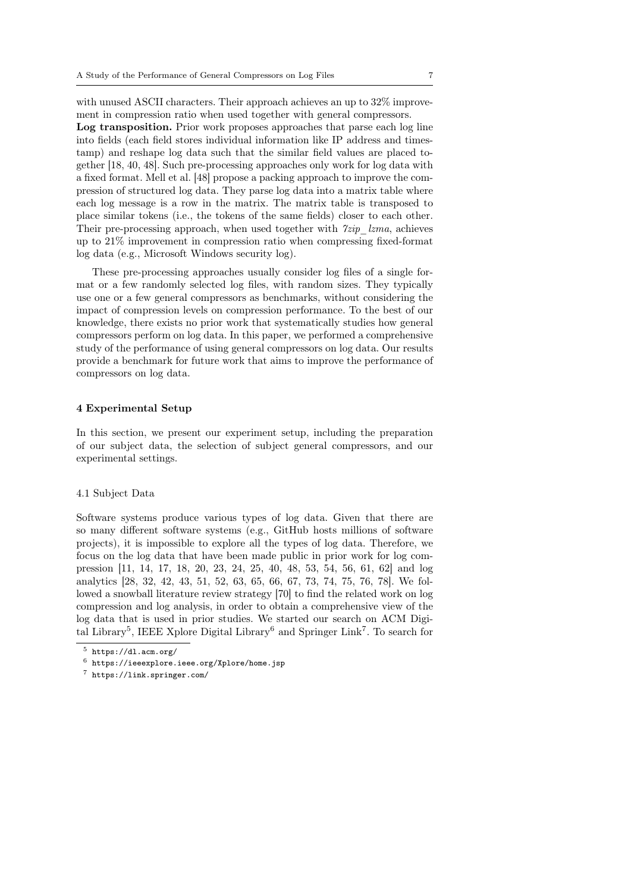with unused ASCII characters. Their approach achieves an up to 32% improvement in compression ratio when used together with general compressors.

**Log transposition.** Prior work proposes approaches that parse each log line into fields (each field stores individual information like IP address and timestamp) and reshape log data such that the similar field values are placed together [18, 40, 48]. Such pre-processing approaches only work for log data with a fixed format. Mell et al. [48] propose a packing approach to improve the compression of structured log data. They parse log data into a matrix table where each log message is a row in the matrix. The matrix table is transposed to place similar tokens (i.e., the tokens of the same fields) closer to each other. Their pre-processing approach, when used together with *7zip_lzma*, achieves up to 21% improvement in compression ratio when compressing fixed-format log data (e.g., Microsoft Windows security log).

These pre-processing approaches usually consider log files of a single format or a few randomly selected log files, with random sizes. They typically use one or a few general compressors as benchmarks, without considering the impact of compression levels on compression performance. To the best of our knowledge, there exists no prior work that systematically studies how general compressors perform on log data. In this paper, we performed a comprehensive study of the performance of using general compressors on log data. Our results provide a benchmark for future work that aims to improve the performance of compressors on log data.

## 4 Experimental Setup

In this section, we present our experiment setup, including the preparation of our subject data, the selection of subject general compressors, and our experimental settings.

### 4.1 Subject Data

Software systems produce various types of log data. Given that there are so many different software systems (e.g., GitHub hosts millions of software projects), it is impossible to explore all the types of log data. Therefore, we focus on the log data that have been made public in prior work for log compression [11, 14, 17, 18, 20, 23, 24, 25, 40, 48, 53, 54, 56, 61, 62] and log analytics [28, 32, 42, 43, 51, 52, 63, 65, 66, 67, 73, 74, 75, 76, 78]. We followed a snowball literature review strategy [70] to find the related work on log compression and log analysis, in order to obtain a comprehensive view of the log data that is used in prior studies. We started our search on ACM Digital Library[5], IEEE Xplore Digital Library[6] and Springer Link[7]. To search for

[5] https://dl.acm.org/

[6] https://ieeexplore.ieee.org/Xplore/home.jsp

[7] https://link.springer.com/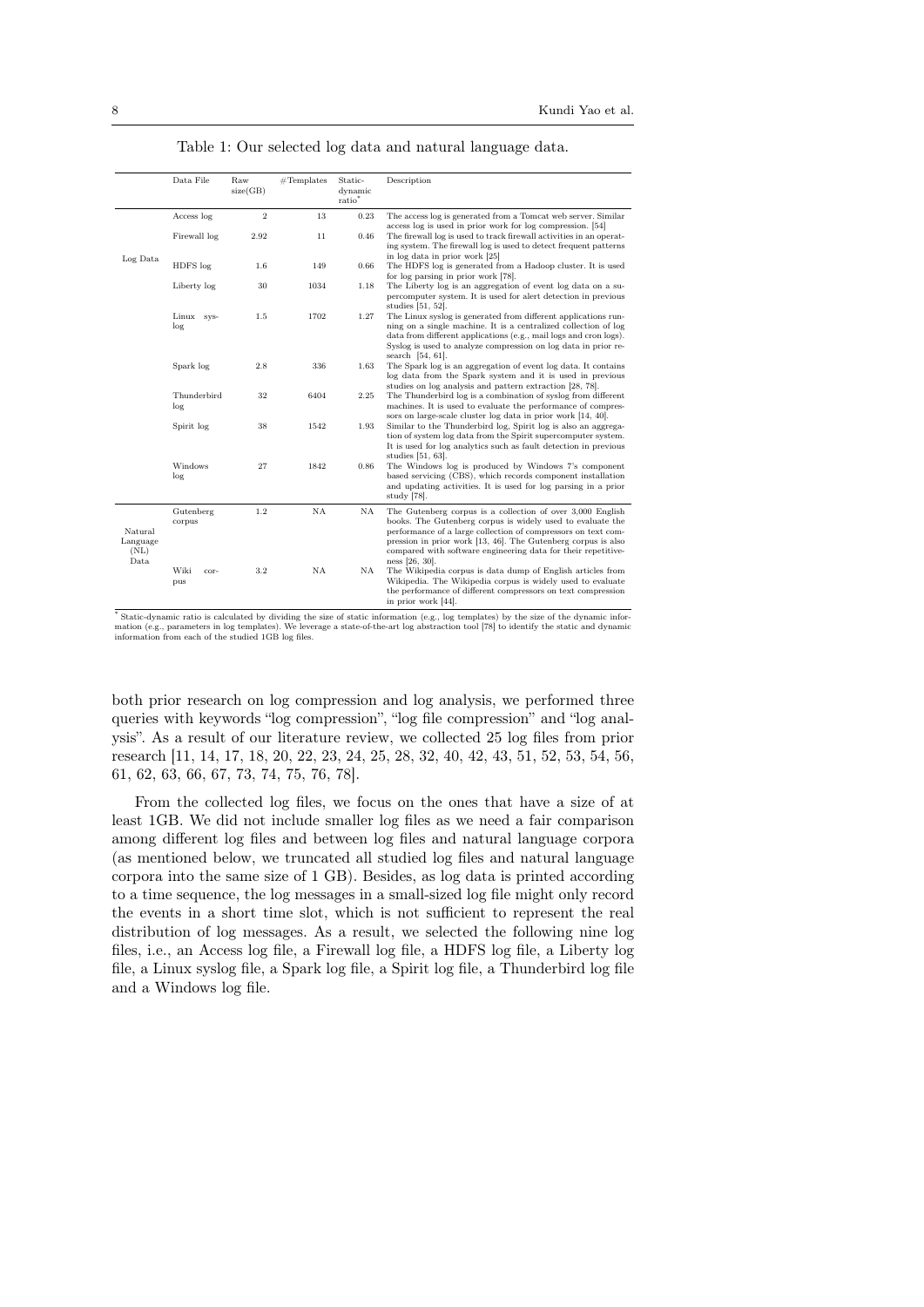Table 1: Our selected log data and natural language data.

| | Data File | Raw size(GB) | #Templates | Static-dynamic ratio* | Description |
|---|---|---|---|---|---|
| Log Data | Access log | 2 | 13 | 0.23 | The access log is generated from a Tomcat web server. Similar access log is used in prior work for log compression. [54] |
| | Firewall log | 2.92 | 11 | 0.46 | The firewall log is used to track firewall activities in an operating system. The firewall log is used to detect frequent patterns in log data in prior work [25] |
| | HDFS log | 1.6 | 149 | 0.66 | The HDFS log is generated from a Hadoop cluster. It is used for log parsing in prior work [78]. |
| | Liberty log | 30 | 1034 | 1.18 | The Liberty log is an aggregation of event log data on a supercomputer system. It is used for alert detection in previous studies [51, 52]. |
| | Linux syslog | 1.5 | 1702 | 1.27 | The Linux syslog is generated from different applications running on a single machine. It is a centralized collection of log data from different applications (e.g., mail logs and cron logs). Syslog is used to analyze compression on log data in prior research [54, 61]. |
| | Spark log | 2.8 | 336 | 1.63 | The Spark log is an aggregation of event log data. It contains log data from the Spark system and it is used in previous studies on log analysis and pattern extraction [28, 78]. |
| | Thunderbird log | 32 | 6404 | 2.25 | The Thunderbird log is a combination of syslog from different machines. It is used to evaluate the performance of compressors on large-scale cluster log data in prior work [14, 40]. |
| | Spirit log | 38 | 1542 | 1.93 | Similar to the Thunderbird log, Spirit log is also an aggregation of system log data from the Spirit supercomputer system. It is used for log analytics such as fault detection in previous studies [51, 63]. |
| | Windows log | 27 | 1842 | 0.86 | The Windows log is produced by Windows 7's component based servicing (CBS), which records component installation and updating activities. It is used for log parsing in a prior study [78]. |
| Natural Language (NL) Data | Gutenberg corpus | 1.2 | NA | NA | The Gutenberg corpus is a collection of over 3,000 English books. The Gutenberg corpus is widely used to evaluate the performance of a large collection of compressors on text compression in prior work [13, 46]. The Gutenberg corpus is also compared with software engineering data for their repetitiveness [26, 30]. |
| | Wiki corpus | 3.2 | NA | NA | The Wikipedia corpus is data dump of English articles from Wikipedia. The Wikipedia corpus is widely used to evaluate the performance of different compressors on text compression in prior work [44]. |

* Static-dynamic ratio is calculated by dividing the size of static information (e.g., log templates) by the size of the dynamic information (e.g., parameters in log templates). We leverage a state-of-the-art log abstraction tool [78] to identify the static and dynamic information from each of the studied 1GB log files.

both prior research on log compression and log analysis, we performed three queries with keywords "log compression", "log file compression" and "log analysis". As a result of our literature review, we collected 25 log files from prior research [11, 14, 17, 18, 20, 22, 23, 24, 25, 28, 32, 40, 42, 43, 51, 52, 53, 54, 56, 61, 62, 63, 66, 67, 73, 74, 75, 76, 78].

From the collected log files, we focus on the ones that have a size of at least 1GB. We did not include smaller log files as we need a fair comparison among different log files and between log files and natural language corpora (as mentioned below, we truncated all studied log files and natural language corpora into the same size of 1 GB). Besides, as log data is printed according to a time sequence, the log messages in a small-sized log file might only record the events in a short time slot, which is not sufficient to represent the real distribution of log messages. As a result, we selected the following nine log files, i.e., an Access log file, a Firewall log file, a HDFS log file, a Liberty log file, a Linux syslog file, a Spark log file, a Spirit log file, a Thunderbird log file and a Windows log file.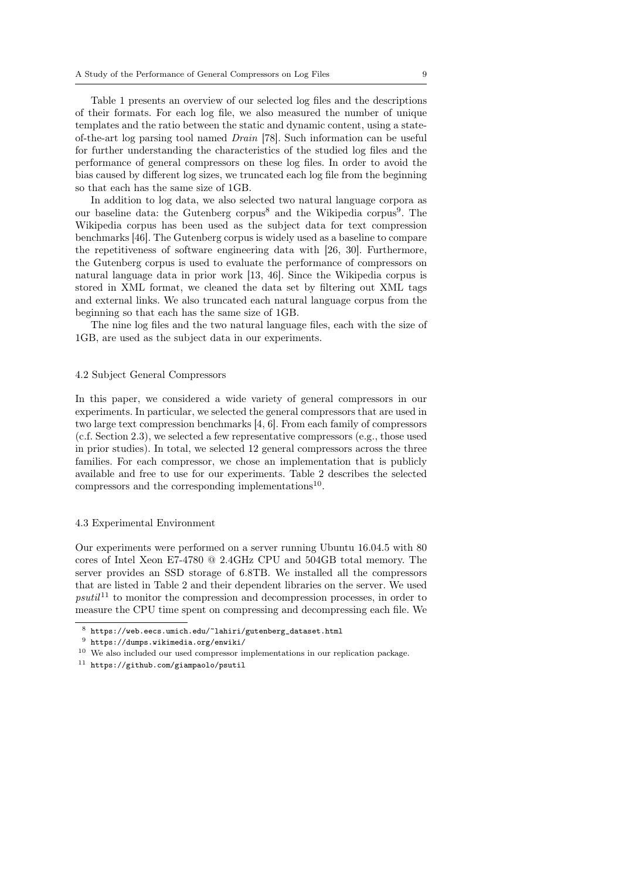Table 1 presents an overview of our selected log files and the descriptions of their formats. For each log file, we also measured the number of unique templates and the ratio between the static and dynamic content, using a state-of-the-art log parsing tool named *Drain* [78]. Such information can be useful for further understanding the characteristics of the studied log files and the performance of general compressors on these log files. In order to avoid the bias caused by different log sizes, we truncated each log file from the beginning so that each has the same size of 1GB.

In addition to log data, we also selected two natural language corpora as our baseline data: the Gutenberg corpus[8] and the Wikipedia corpus[9]. The Wikipedia corpus has been used as the subject data for text compression benchmarks [46]. The Gutenberg corpus is widely used as a baseline to compare the repetitiveness of software engineering data with [26, 30]. Furthermore, the Gutenberg corpus is used to evaluate the performance of compressors on natural language data in prior work [13, 46]. Since the Wikipedia corpus is stored in XML format, we cleaned the data set by filtering out XML tags and external links. We also truncated each natural language corpus from the beginning so that each has the same size of 1GB.

The nine log files and the two natural language files, each with the size of 1GB, are used as the subject data in our experiments.

### 4.2 Subject General Compressors

In this paper, we considered a wide variety of general compressors in our experiments. In particular, we selected the general compressors that are used in two large text compression benchmarks [4, 6]. From each family of compressors (c.f. Section 2.3), we selected a few representative compressors (e.g., those used in prior studies). In total, we selected 12 general compressors across the three families. For each compressor, we chose an implementation that is publicly available and free to use for our experiments. Table 2 describes the selected compressors and the corresponding implementations[10].

### 4.3 Experimental Environment

Our experiments were performed on a server running Ubuntu 16.04.5 with 80 cores of Intel Xeon E7-4780 @ 2.4GHz CPU and 504GB total memory. The server provides an SSD storage of 6.8TB. We installed all the compressors that are listed in Table 2 and their dependent libraries on the server. We used *psutil*[11] to monitor the compression and decompression processes, in order to measure the CPU time spent on compressing and decompressing each file. We

[8] `https://web.eecs.umich.edu/~lahiri/gutenberg_dataset.html`

[9] `https://dumps.wikimedia.org/enwiki/`

[10] We also included our used compressor implementations in our replication package.

[11] `https://github.com/giampaolo/psutil`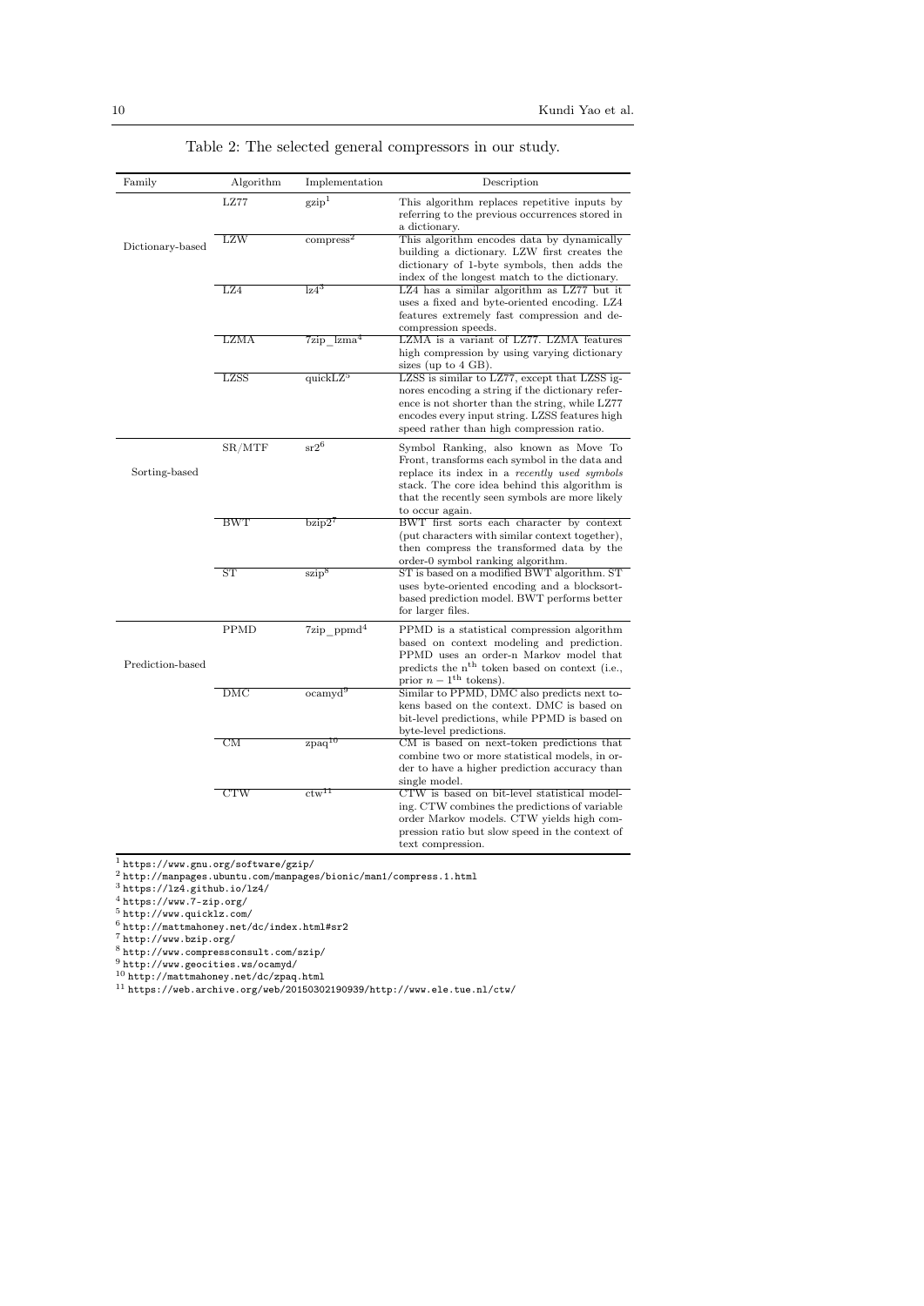Table 2: The selected general compressors in our study.

| Family | Algorithm | Implementation | Description |
|---|---|---|---|
| Dictionary-based | LZ77 | gzip[1] | This algorithm replaces repetitive inputs by referring to the previous occurrences stored in a dictionary. |
| | LZW | compress[2] | This algorithm encodes data by dynamically building a dictionary. LZW first creates the dictionary of 1-byte symbols, then adds the index of the longest match to the dictionary. |
| | LZ4 | lz4[3] | LZ4 has a similar algorithm as LZ77 but it uses a fixed and byte-oriented encoding. LZ4 features extremely fast compression and decompression speeds. |
| | LZMA | 7zip_lzma[4] | LZMA is a variant of LZ77. LZMA features high compression by using varying dictionary sizes (up to 4 GB). |
| | LZSS | quickLZ[5] | LZSS is similar to LZ77, except that LZSS ignores encoding a string if the dictionary reference is not shorter than the string, while LZ77 encodes every input string. LZSS features high speed rather than high compression ratio. |
| Sorting-based | SR/MTF | sr2[6] | Symbol Ranking, also known as Move To Front, transforms each symbol in the data and replace its index in a *recently used symbols* stack. The core idea behind this algorithm is that the recently seen symbols are more likely to occur again. |
| | BWT | bzip2[7] | BWT first sorts each character by context (put characters with similar context together), then compress the transformed data by the order-0 symbol ranking algorithm. |
| | ST | szip[8] | ST is based on a modified BWT algorithm. ST uses byte-oriented encoding and a blocksort-based prediction model. BWT performs better for larger files. |
| Prediction-based | PPMD | 7zip_ppmd[4] | PPMD is a statistical compression algorithm based on context modeling and prediction. PPMD uses an order-n Markov model that predicts the $n^{th}$ token based on context (i.e., prior $n-1^{th}$ tokens). |
| | DMC | ocamyd[9] | Similar to PPMD, DMC also predicts next tokens based on the context. DMC is based on bit-level predictions, while PPMD is based on byte-level predictions. |
| | CM | zpaq[10] | CM is based on next-token predictions that combine two or more statistical models, in order to have a higher prediction accuracy than single model. |
| | CTW | ctw[11] | CTW is based on bit-level statistical modeling. CTW combines the predictions of variable order Markov models. CTW yields high compression ratio but slow speed in the context of text compression. |

[1] https://www.gnu.org/software/gzip/
[2] http://manpages.ubuntu.com/manpages/bionic/man1/compress.1.html
[3] https://lz4.github.io/lz4/
[4] https://www.7-zip.org/
[5] http://www.quicklz.com/
[6] http://mattmahoney.net/dc/index.html#sr2
[7] http://www.bzip.org/
[8] http://www.compressconsult.com/szip/
[9] http://www.geocities.ws/ocamyd/
[10] http://mattmahoney.net/dc/zpaq.html
[11] https://web.archive.org/web/20150302190939/http://www.ele.tue.nl/ctw/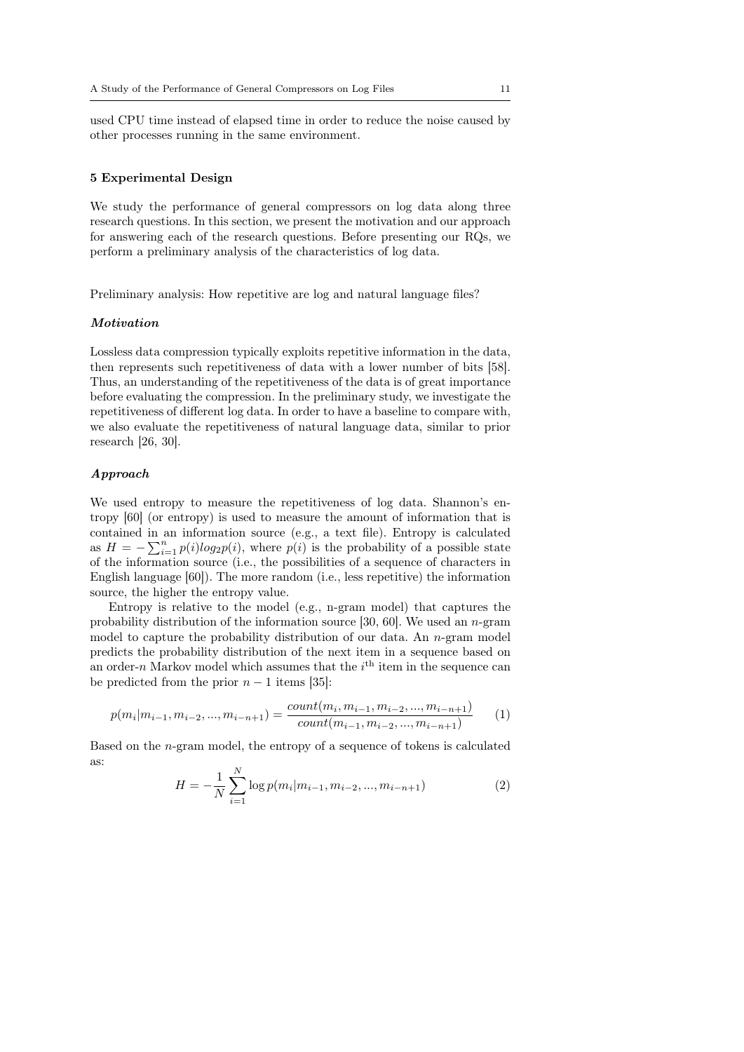used CPU time instead of elapsed time in order to reduce the noise caused by other processes running in the same environment.

## 5 Experimental Design

We study the performance of general compressors on log data along three research questions. In this section, we present the motivation and our approach for answering each of the research questions. Before presenting our RQs, we perform a preliminary analysis of the characteristics of log data.

Preliminary analysis: How repetitive are log and natural language files?

### *Motivation*

Lossless data compression typically exploits repetitive information in the data, then represents such repetitiveness of data with a lower number of bits [58]. Thus, an understanding of the repetitiveness of the data is of great importance before evaluating the compression. In the preliminary study, we investigate the repetitiveness of different log data. In order to have a baseline to compare with, we also evaluate the repetitiveness of natural language data, similar to prior research [26, 30].

### *Approach*

We used entropy to measure the repetitiveness of log data. Shannon's entropy [60] (or entropy) is used to measure the amount of information that is contained in an information source (e.g., a text file). Entropy is calculated as $H = -\sum_{i=1}^{n} p(i) log_2 p(i)$, where $p(i)$ is the probability of a possible state of the information source (i.e., the possibilities of a sequence of characters in English language [60]). The more random (i.e., less repetitive) the information source, the higher the entropy value.

Entropy is relative to the model (e.g., n-gram model) that captures the probability distribution of the information source [30, 60]. We used an $n$-gram model to capture the probability distribution of our data. An $n$-gram model predicts the probability distribution of the next item in a sequence based on an order-$n$ Markov model which assumes that the $i^{\text{th}}$ item in the sequence can be predicted from the prior $n-1$ items [35]:

$$p(m_i | m_{i-1}, m_{i-2}, ..., m_{i-n+1}) = \frac{count(m_i, m_{i-1}, m_{i-2}, ..., m_{i-n+1})}{count(m_{i-1}, m_{i-2}, ..., m_{i-n+1})} \tag{1}$$

Based on the $n$-gram model, the entropy of a sequence of tokens is calculated as:

$$H = -\frac{1}{N} \sum_{i=1}^{N} \log p(m_i | m_{i-1}, m_{i-2}, ..., m_{i-n+1}) \tag{2}$$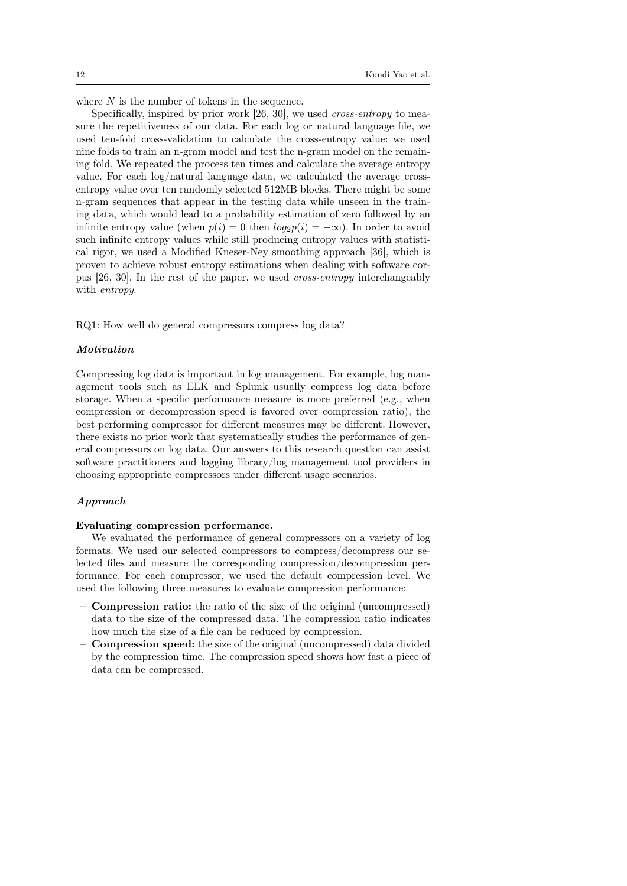where $N$ is the number of tokens in the sequence.

Specifically, inspired by prior work [26, 30], we used *cross-entropy* to measure the repetitiveness of our data. For each log or natural language file, we used ten-fold cross-validation to calculate the cross-entropy value: we used nine folds to train an n-gram model and test the n-gram model on the remaining fold. We repeated the process ten times and calculate the average entropy value. For each log/natural language data, we calculated the average cross-entropy value over ten randomly selected 512MB blocks. There might be some n-gram sequences that appear in the testing data while unseen in the training data, which would lead to a probability estimation of zero followed by an infinite entropy value (when $p(i) = 0$ then $log_2 p(i) = -\infty$). In order to avoid such infinite entropy values while still producing entropy values with statistical rigor, we used a Modified Kneser-Ney smoothing approach [36], which is proven to achieve robust entropy estimations when dealing with software corpus [26, 30]. In the rest of the paper, we used *cross-entropy* interchangeably with *entropy*.

RQ1: How well do general compressors compress log data?

### *Motivation*

Compressing log data is important in log management. For example, log management tools such as ELK and Splunk usually compress log data before storage. When a specific performance measure is more preferred (e.g., when compression or decompression speed is favored over compression ratio), the best performing compressor for different measures may be different. However, there exists no prior work that systematically studies the performance of general compressors on log data. Our answers to this research question can assist software practitioners and logging library/log management tool providers in choosing appropriate compressors under different usage scenarios.

### *Approach*

**Evaluating compression performance.**

We evaluated the performance of general compressors on a variety of log formats. We used our selected compressors to compress/decompress our selected files and measure the corresponding compression/decompression performance. For each compressor, we used the default compression level. We used the following three measures to evaluate compression performance:

- **Compression ratio:** the ratio of the size of the original (uncompressed) data to the size of the compressed data. The compression ratio indicates how much the size of a file can be reduced by compression.
- **Compression speed:** the size of the original (uncompressed) data divided by the compression time. The compression speed shows how fast a piece of data can be compressed.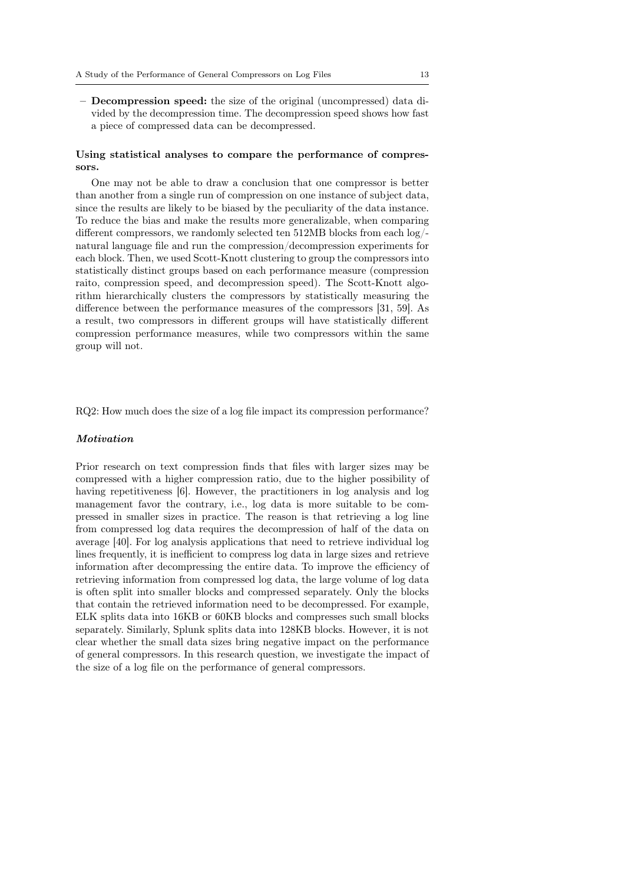– **Decompression speed:** the size of the original (uncompressed) data divided by the decompression time. The decompression speed shows how fast a piece of compressed data can be decompressed.

**Using statistical analyses to compare the performance of compressors.**

One may not be able to draw a conclusion that one compressor is better than another from a single run of compression on one instance of subject data, since the results are likely to be biased by the peculiarity of the data instance. To reduce the bias and make the results more generalizable, when comparing different compressors, we randomly selected ten 512MB blocks from each log/-natural language file and run the compression/decompression experiments for each block. Then, we used Scott-Knott clustering to group the compressors into statistically distinct groups based on each performance measure (compression raito, compression speed, and decompression speed). The Scott-Knott algorithm hierarchically clusters the compressors by statistically measuring the difference between the performance measures of the compressors [31, 59]. As a result, two compressors in different groups will have statistically different compression performance measures, while two compressors within the same group will not.

RQ2: How much does the size of a log file impact its compression performance?

***Motivation***

Prior research on text compression finds that files with larger sizes may be compressed with a higher compression ratio, due to the higher possibility of having repetitiveness [6]. However, the practitioners in log analysis and log management favor the contrary, i.e., log data is more suitable to be compressed in smaller sizes in practice. The reason is that retrieving a log line from compressed log data requires the decompression of half of the data on average [40]. For log analysis applications that need to retrieve individual log lines frequently, it is inefficient to compress log data in large sizes and retrieve information after decompressing the entire data. To improve the efficiency of retrieving information from compressed log data, the large volume of log data is often split into smaller blocks and compressed separately. Only the blocks that contain the retrieved information need to be decompressed. For example, ELK splits data into 16KB or 60KB blocks and compresses such small blocks separately. Similarly, Splunk splits data into 128KB blocks. However, it is not clear whether the small data sizes bring negative impact on the performance of general compressors. In this research question, we investigate the impact of the size of a log file on the performance of general compressors.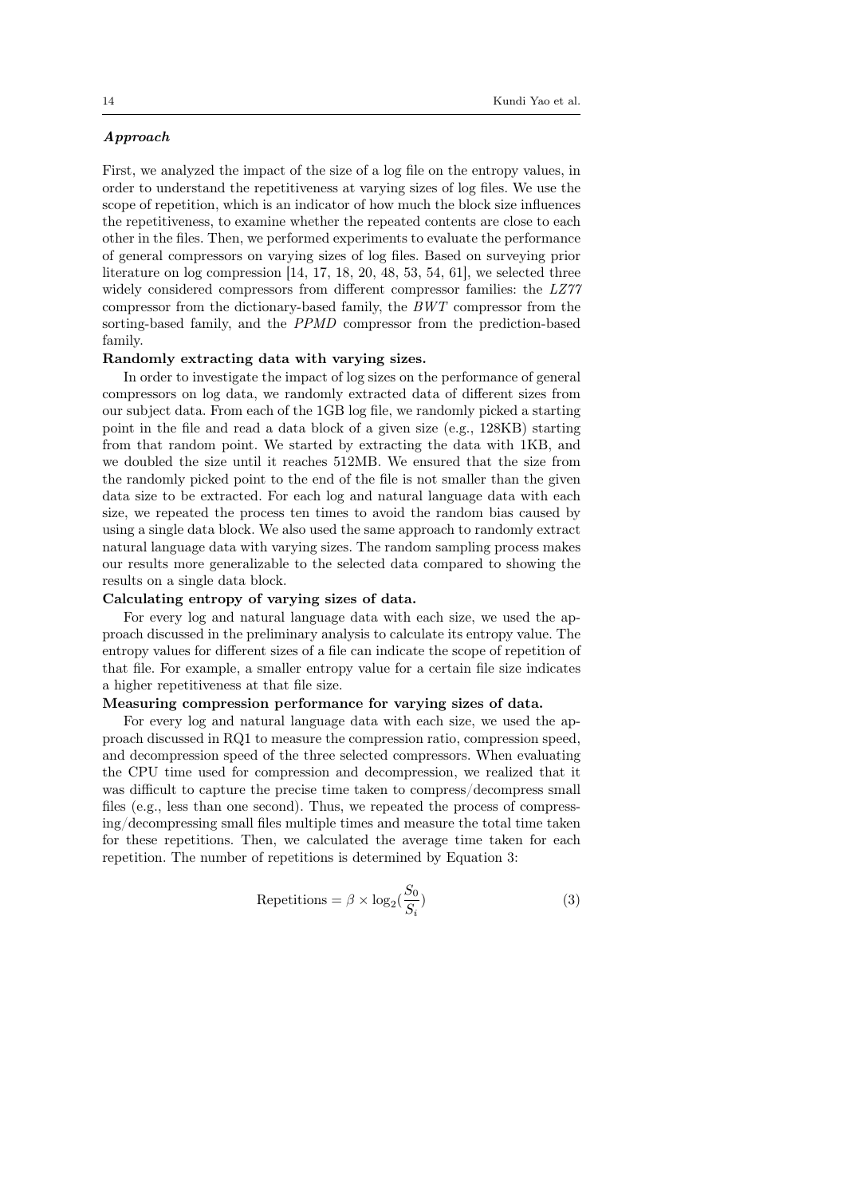***Approach***

First, we analyzed the impact of the size of a log file on the entropy values, in order to understand the repetitiveness at varying sizes of log files. We use the scope of repetition, which is an indicator of how much the block size influences the repetitiveness, to examine whether the repeated contents are close to each other in the files. Then, we performed experiments to evaluate the performance of general compressors on varying sizes of log files. Based on surveying prior literature on log compression [14, 17, 18, 20, 48, 53, 54, 61], we selected three widely considered compressors from different compressor families: the *LZ77* compressor from the dictionary-based family, the *BWT* compressor from the sorting-based family, and the *PPMD* compressor from the prediction-based family.

**Randomly extracting data with varying sizes.**

In order to investigate the impact of log sizes on the performance of general compressors on log data, we randomly extracted data of different sizes from our subject data. From each of the 1GB log file, we randomly picked a starting point in the file and read a data block of a given size (e.g., 128KB) starting from that random point. We started by extracting the data with 1KB, and we doubled the size until it reaches 512MB. We ensured that the size from the randomly picked point to the end of the file is not smaller than the given data size to be extracted. For each log and natural language data with each size, we repeated the process ten times to avoid the random bias caused by using a single data block. We also used the same approach to randomly extract natural language data with varying sizes. The random sampling process makes our results more generalizable to the selected data compared to showing the results on a single data block.

**Calculating entropy of varying sizes of data.**

For every log and natural language data with each size, we used the approach discussed in the preliminary analysis to calculate its entropy value. The entropy values for different sizes of a file can indicate the scope of repetition of that file. For example, a smaller entropy value for a certain file size indicates a higher repetitiveness at that file size.

**Measuring compression performance for varying sizes of data.**

For every log and natural language data with each size, we used the approach discussed in RQ1 to measure the compression ratio, compression speed, and decompression speed of the three selected compressors. When evaluating the CPU time used for compression and decompression, we realized that it was difficult to capture the precise time taken to compress/decompress small files (e.g., less than one second). Thus, we repeated the process of compressing/decompressing small files multiple times and measure the total time taken for these repetitions. Then, we calculated the average time taken for each repetition. The number of repetitions is determined by Equation 3:

$$\text{Repetitions} = \beta \times \log_2(\frac{S_0}{S_i}) \tag{3}$$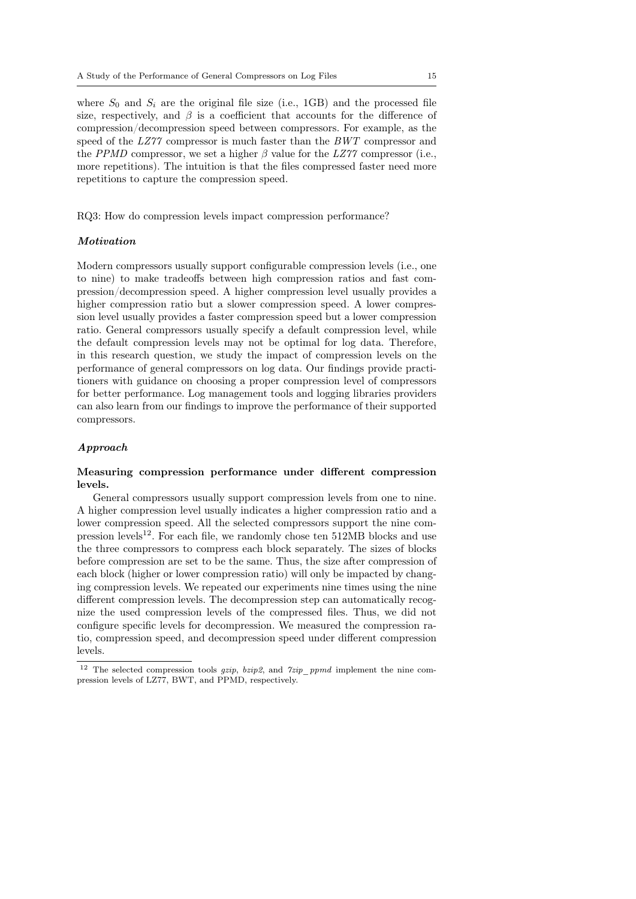where $S_0$ and $S_i$ are the original file size (i.e., 1GB) and the processed file size, respectively, and $\beta$ is a coefficient that accounts for the difference of compression/decompression speed between compressors. For example, as the speed of the *LZ77* compressor is much faster than the *BWT* compressor and the *PPMD* compressor, we set a higher $\beta$ value for the *LZ77* compressor (i.e., more repetitions). The intuition is that the files compressed faster need more repetitions to capture the compression speed.

RQ3: How do compression levels impact compression performance?

### *Motivation*

Modern compressors usually support configurable compression levels (i.e., one to nine) to make tradeoffs between high compression ratios and fast compression/decompression speed. A higher compression level usually provides a higher compression ratio but a slower compression speed. A lower compression level usually provides a faster compression speed but a lower compression ratio. General compressors usually specify a default compression level, while the default compression levels may not be optimal for log data. Therefore, in this research question, we study the impact of compression levels on the performance of general compressors on log data. Our findings provide practitioners with guidance on choosing a proper compression level of compressors for better performance. Log management tools and logging libraries providers can also learn from our findings to improve the performance of their supported compressors.

### *Approach*

**Measuring compression performance under different compression levels.**

General compressors usually support compression levels from one to nine. A higher compression level usually indicates a higher compression ratio and a lower compression speed. All the selected compressors support the nine compression levels[12]. For each file, we randomly chose ten 512MB blocks and use the three compressors to compress each block separately. The sizes of blocks before compression are set to be the same. Thus, the size after compression of each block (higher or lower compression ratio) will only be impacted by changing compression levels. We repeated our experiments nine times using the nine different compression levels. The decompression step can automatically recognize the used compression levels of the compressed files. Thus, we did not configure specific levels for decompression. We measured the compression ratio, compression speed, and decompression speed under different compression levels.

[12] The selected compression tools *gzip*, *bzip2*, and *7zip_ppmd* implement the nine compression levels of LZ77, BWT, and PPMD, respectively.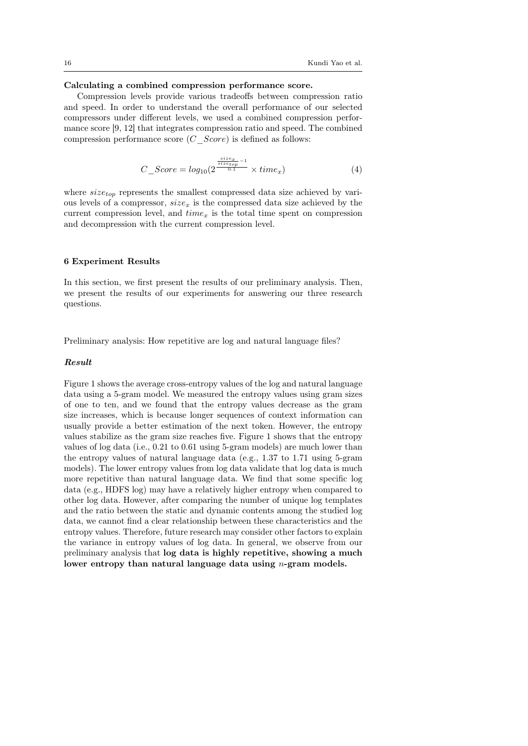**Calculating a combined compression performance score.**

Compression levels provide various tradeoffs between compression ratio and speed. In order to understand the overall performance of our selected compressors under different levels, we used a combined compression performance score [9, 12] that integrates compression ratio and speed. The combined compression performance score ($C\_Score$) is defined as follows:

$$C\_Score = log_{10}(2^{\frac{\frac{size_x}{size_{top}}-1}{0.1}} \times time_x) \tag{4}$$

where $size_{top}$ represents the smallest compressed data size achieved by various levels of a compressor, $size_x$ is the compressed data size achieved by the current compression level, and $time_x$ is the total time spent on compression and decompression with the current compression level.

## 6 Experiment Results

In this section, we first present the results of our preliminary analysis. Then, we present the results of our experiments for answering our three research questions.

Preliminary analysis: How repetitive are log and natural language files?

### *Result*

Figure 1 shows the average cross-entropy values of the log and natural language data using a 5-gram model. We measured the entropy values using gram sizes of one to ten, and we found that the entropy values decrease as the gram size increases, which is because longer sequences of context information can usually provide a better estimation of the next token. However, the entropy values stabilize as the gram size reaches five. Figure 1 shows that the entropy values of log data (i.e., 0.21 to 0.61 using 5-gram models) are much lower than the entropy values of natural language data (e.g., 1.37 to 1.71 using 5-gram models). The lower entropy values from log data validate that log data is much more repetitive than natural language data. We find that some specific log data (e.g., HDFS log) may have a relatively higher entropy when compared to other log data. However, after comparing the number of unique log templates and the ratio between the static and dynamic contents among the studied log data, we cannot find a clear relationship between these characteristics and the entropy values. Therefore, future research may consider other factors to explain the variance in entropy values of log data. In general, we observe from our preliminary analysis that **log data is highly repetitive, showing a much lower entropy than natural language data using $n$-gram models.**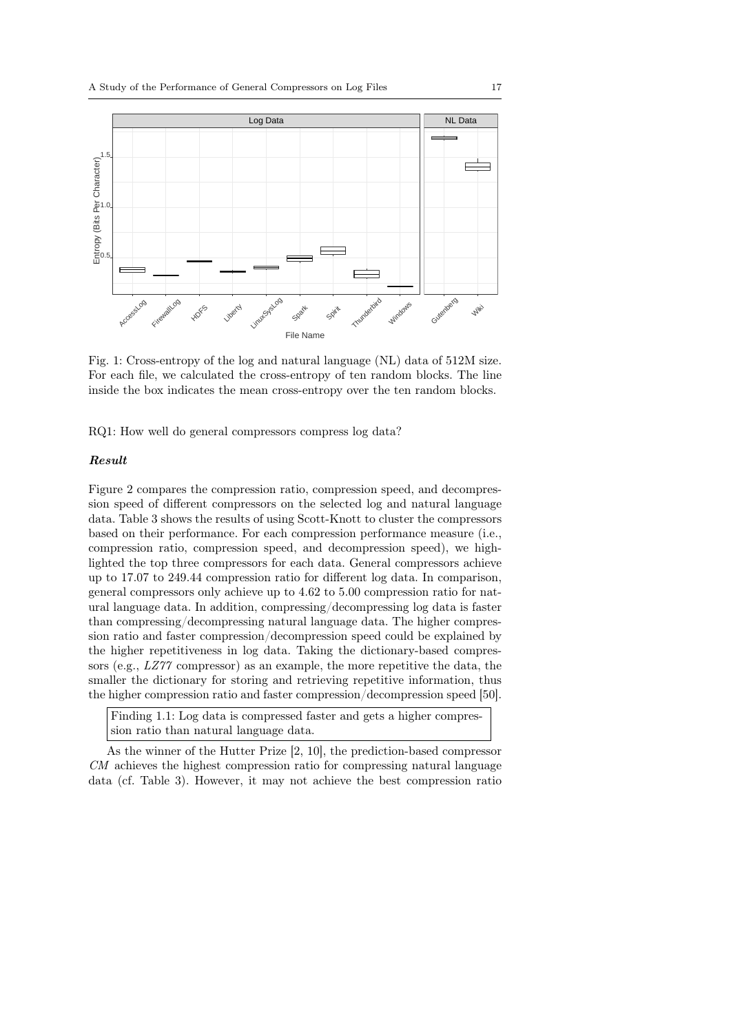Log Data

NL Data

Entropy (Bits Per Character)

1.5

1.0

0.5

AccessLog FirewallLog HDFS Liberty LinuxSysLog Spark Spirit Thunderbird Windows Gutenberg Wiki

File Name

Fig. 1: Cross-entropy of the log and natural language (NL) data of 512M size. For each file, we calculated the cross-entropy of ten random blocks. The line inside the box indicates the mean cross-entropy over the ten random blocks.

RQ1: How well do general compressors compress log data?

***Result***

Figure 2 compares the compression ratio, compression speed, and decompression speed of different compressors on the selected log and natural language data. Table 3 shows the results of using Scott-Knott to cluster the compressors based on their performance. For each compression performance measure (i.e., compression ratio, compression speed, and decompression speed), we highlighted the top three compressors for each data. General compressors achieve up to 17.07 to 249.44 compression ratio for different log data. In comparison, general compressors only achieve up to 4.62 to 5.00 compression ratio for natural language data. In addition, compressing/decompressing log data is faster than compressing/decompressing natural language data. The higher compression ratio and faster compression/decompression speed could be explained by the higher repetitiveness in log data. Taking the dictionary-based compressors (e.g., *LZ77* compressor) as an example, the more repetitive the data, the smaller the dictionary for storing and retrieving repetitive information, thus the higher compression ratio and faster compression/decompression speed [50].

> Finding 1.1: Log data is compressed faster and gets a higher compression ratio than natural language data.

As the winner of the Hutter Prize [2, 10], the prediction-based compressor *CM* achieves the highest compression ratio for compressing natural language data (cf. Table 3). However, it may not achieve the best compression ratio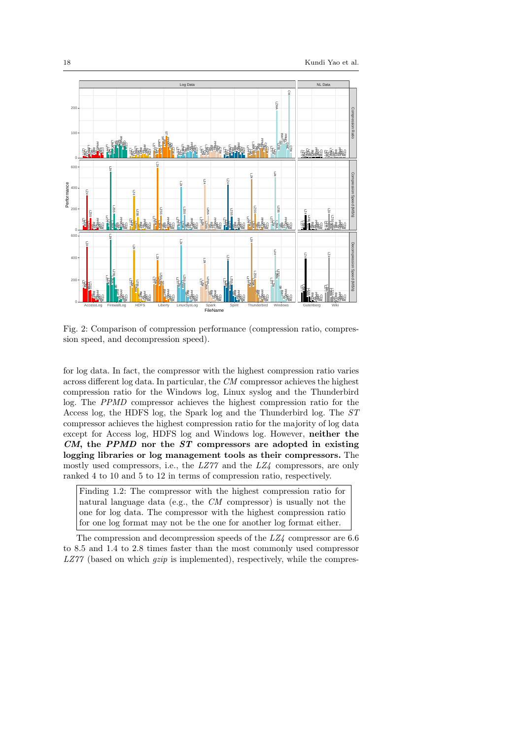Log Data

NL Data

Compression Ratio

Compression Speed (MB/s)

Decompression Speed (MB/s)

Performance

FileName

AccessLog FirewallLog HDFS Liberty LinuxSysLog Spark Spirit Thunderbird Windows Gutenberg Wiki

Fig. 2: Comparison of compression performance (compression ratio, compression speed, and decompression speed).

for log data. In fact, the compressor with the highest compression ratio varies across different log data. In particular, the *CM* compressor achieves the highest compression ratio for the Windows log, Linux syslog and the Thunderbird log. The *PPMD* compressor achieves the highest compression ratio for the Access log, the HDFS log, the Spark log and the Thunderbird log. The *ST* compressor achieves the highest compression ratio for the majority of log data except for Access log, HDFS log and Windows log. However, **neither the *CM*, the *PPMD* nor the *ST* compressors are adopted in existing logging libraries or log management tools as their compressors.** The mostly used compressors, i.e., the *LZ77* and the *LZ4* compressors, are only ranked 4 to 10 and 5 to 12 in terms of compression ratio, respectively.

> Finding 1.2: The compressor with the highest compression ratio for natural language data (e.g., the *CM* compressor) is usually not the one for log data. The compressor with the highest compression ratio for one log format may not be the one for another log format either.

The compression and decompression speeds of the *LZ4* compressor are 6.6 to 8.5 and 1.4 to 2.8 times faster than the most commonly used compressor *LZ77* (based on which *gzip* is implemented), respectively, while the compres-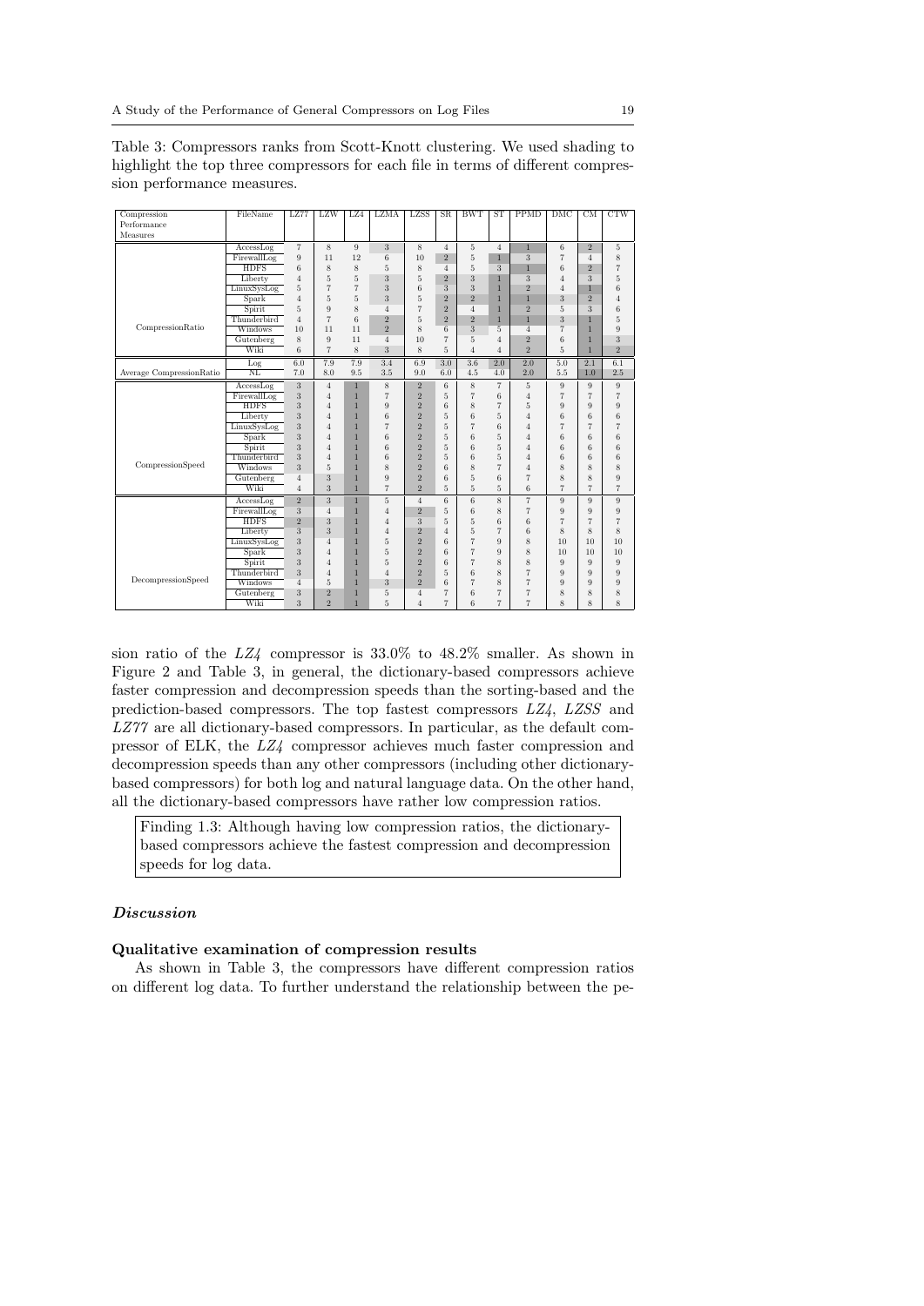Table 3: Compressors ranks from Scott-Knott clustering. We used shading to highlight the top three compressors for each file in terms of different compression performance measures.

| Compression Performance Measures | FileName | LZ77 | LZW | LZ4 | LZMA | LZSS | SR | BWT | ST | PPMD | DMC | CM | CTW |
|---|---|---|---|---|---|---|---|---|---|---|---|---|---|
| CompressionRatio | AccessLog | 7 | 8 | 9 | 3 | 8 | 4 | 5 | 4 | 1 | 6 | 2 | 5 |
| | FirewallLog | 9 | 11 | 12 | 6 | 10 | 2 | 5 | 1 | 3 | 7 | 4 | 8 |
| | HDFS | 6 | 8 | 8 | 5 | 8 | 4 | 5 | 3 | 1 | 6 | 2 | 7 |
| | Liberty | 4 | 5 | 5 | 3 | 5 | 2 | 3 | 1 | 3 | 4 | 3 | 5 |
| | LinuxSysLog | 5 | 7 | 7 | 3 | 6 | 3 | 3 | 1 | 2 | 4 | 1 | 6 |
| | Spark | 4 | 5 | 5 | 3 | 5 | 2 | 2 | 1 | 1 | 3 | 2 | 4 |
| | Spirit | 5 | 9 | 8 | 4 | 7 | 2 | 4 | 1 | 2 | 5 | 3 | 6 |
| | Thunderbird | 4 | 7 | 6 | 2 | 5 | 2 | 2 | 1 | 1 | 3 | 1 | 5 |
| | Windows | 10 | 11 | 11 | 2 | 8 | 6 | 3 | 5 | 4 | 7 | 1 | 9 |
| | Gutenberg | 8 | 9 | 11 | 4 | 10 | 7 | 5 | 4 | 2 | 6 | 1 | 3 |
| | Wiki | 6 | 7 | 8 | 3 | 8 | 5 | 4 | 4 | 2 | 5 | 1 | 2 |
| Average CompressionRatio | Log | 6.0 | 7.9 | 7.9 | 3.4 | 6.9 | 3.0 | 3.6 | 2.0 | 2.0 | 5.0 | 2.1 | 6.1 |
| | NL | 7.0 | 8.0 | 9.5 | 3.5 | 9.0 | 6.0 | 4.5 | 4.0 | 2.0 | 5.5 | 1.0 | 2.5 |
| CompressionSpeed | AccessLog | 3 | 4 | 1 | 8 | 2 | 6 | 8 | 7 | 5 | 9 | 9 | 9 |
| | FirewallLog | 3 | 4 | 1 | 7 | 2 | 5 | 7 | 6 | 4 | 7 | 7 | 7 |
| | HDFS | 3 | 4 | 1 | 9 | 2 | 6 | 8 | 7 | 5 | 9 | 9 | 9 |
| | Liberty | 3 | 4 | 1 | 6 | 2 | 5 | 6 | 5 | 4 | 6 | 6 | 6 |
| | LinuxSysLog | 3 | 4 | 1 | 7 | 2 | 5 | 7 | 6 | 4 | 7 | 7 | 7 |
| | Spark | 3 | 4 | 1 | 6 | 2 | 5 | 6 | 5 | 4 | 6 | 6 | 6 |
| | Spirit | 3 | 4 | 1 | 6 | 2 | 5 | 6 | 5 | 4 | 6 | 6 | 6 |
| | Thunderbird | 3 | 4 | 1 | 6 | 2 | 5 | 6 | 5 | 4 | 6 | 6 | 6 |
| | Windows | 3 | 5 | 1 | 8 | 2 | 6 | 8 | 7 | 4 | 8 | 8 | 8 |
| | Gutenberg | 4 | 3 | 1 | 9 | 2 | 6 | 5 | 6 | 7 | 8 | 8 | 9 |
| | Wiki | 4 | 3 | 1 | 7 | 2 | 5 | 5 | 5 | 6 | 7 | 7 | 7 |
| DecompressionSpeed | AccessLog | 2 | 3 | 1 | 5 | 4 | 6 | 6 | 8 | 7 | 9 | 9 | 9 |
| | FirewallLog | 3 | 4 | 1 | 4 | 2 | 5 | 6 | 8 | 7 | 9 | 9 | 9 |
| | HDFS | 2 | 3 | 1 | 4 | 3 | 5 | 5 | 6 | 6 | 7 | 7 | 7 |
| | Liberty | 3 | 3 | 1 | 4 | 2 | 4 | 5 | 7 | 6 | 8 | 8 | 8 |
| | LinuxSysLog | 3 | 4 | 1 | 5 | 2 | 6 | 7 | 9 | 8 | 10 | 10 | 10 |
| | Spark | 3 | 4 | 1 | 5 | 2 | 6 | 7 | 9 | 8 | 10 | 10 | 10 |
| | Spirit | 3 | 4 | 1 | 5 | 2 | 6 | 7 | 8 | 8 | 9 | 9 | 9 |
| | Thunderbird | 3 | 4 | 1 | 4 | 2 | 5 | 6 | 8 | 7 | 9 | 9 | 9 |
| | Windows | 4 | 5 | 1 | 3 | 2 | 6 | 7 | 8 | 7 | 9 | 9 | 9 |
| | Gutenberg | 3 | 2 | 1 | 5 | 4 | 7 | 6 | 7 | 7 | 8 | 8 | 8 |
| | Wiki | 3 | 2 | 1 | 5 | 4 | 7 | 6 | 7 | 7 | 8 | 8 | 8 |

sion ratio of the *LZ4* compressor is 33.0% to 48.2% smaller. As shown in Figure 2 and Table 3, in general, the dictionary-based compressors achieve faster compression and decompression speeds than the sorting-based and the prediction-based compressors. The top fastest compressors *LZ4*, *LZSS* and *LZ77* are all dictionary-based compressors. In particular, as the default compressor of ELK, the *LZ4* compressor achieves much faster compression and decompression speeds than any other compressors (including other dictionary-based compressors) for both log and natural language data. On the other hand, all the dictionary-based compressors have rather low compression ratios.

> Finding 1.3: Although having low compression ratios, the dictionary-based compressors achieve the fastest compression and decompression speeds for log data.

### *Discussion*

**Qualitative examination of compression results**

As shown in Table 3, the compressors have different compression ratios on different log data. To further understand the relationship between the pe-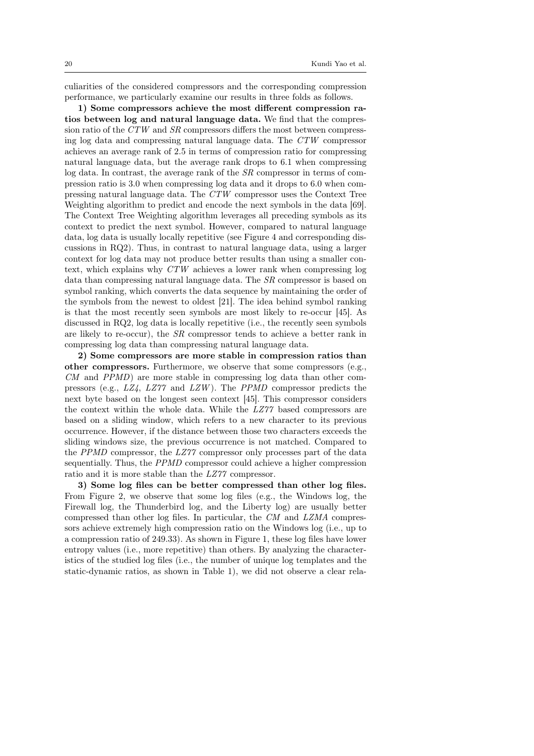culiarities of the considered compressors and the corresponding compression performance, we particularly examine our results in three folds as follows.

**1) Some compressors achieve the most different compression ratios between log and natural language data.** We find that the compression ratio of the *CTW* and *SR* compressors differs the most between compressing log data and compressing natural language data. The *CTW* compressor achieves an average rank of 2.5 in terms of compression ratio for compressing natural language data, but the average rank drops to 6.1 when compressing log data. In contrast, the average rank of the *SR* compressor in terms of compression ratio is 3.0 when compressing log data and it drops to 6.0 when compressing natural language data. The *CTW* compressor uses the Context Tree Weighting algorithm to predict and encode the next symbols in the data [69]. The Context Tree Weighting algorithm leverages all preceding symbols as its context to predict the next symbol. However, compared to natural language data, log data is usually locally repetitive (see Figure 4 and corresponding discussions in RQ2). Thus, in contrast to natural language data, using a larger context for log data may not produce better results than using a smaller context, which explains why *CTW* achieves a lower rank when compressing log data than compressing natural language data. The *SR* compressor is based on symbol ranking, which converts the data sequence by maintaining the order of the symbols from the newest to oldest [21]. The idea behind symbol ranking is that the most recently seen symbols are most likely to re-occur [45]. As discussed in RQ2, log data is locally repetitive (i.e., the recently seen symbols are likely to re-occur), the *SR* compressor tends to achieve a better rank in compressing log data than compressing natural language data.

**2) Some compressors are more stable in compression ratios than other compressors.** Furthermore, we observe that some compressors (e.g., *CM* and *PPMD*) are more stable in compressing log data than other compressors (e.g., *LZ4*, *LZ77* and *LZW*). The *PPMD* compressor predicts the next byte based on the longest seen context [45]. This compressor considers the context within the whole data. While the *LZ77* based compressors are based on a sliding window, which refers to a new character to its previous occurrence. However, if the distance between those two characters exceeds the sliding windows size, the previous occurrence is not matched. Compared to the *PPMD* compressor, the *LZ77* compressor only processes part of the data sequentially. Thus, the *PPMD* compressor could achieve a higher compression ratio and it is more stable than the *LZ77* compressor.

**3) Some log files can be better compressed than other log files.** From Figure 2, we observe that some log files (e.g., the Windows log, the Firewall log, the Thunderbird log, and the Liberty log) are usually better compressed than other log files. In particular, the *CM* and *LZMA* compressors achieve extremely high compression ratio on the Windows log (i.e., up to a compression ratio of 249.33). As shown in Figure 1, these log files have lower entropy values (i.e., more repetitive) than others. By analyzing the characteristics of the studied log files (i.e., the number of unique log templates and the static-dynamic ratios, as shown in Table 1), we did not observe a clear rela-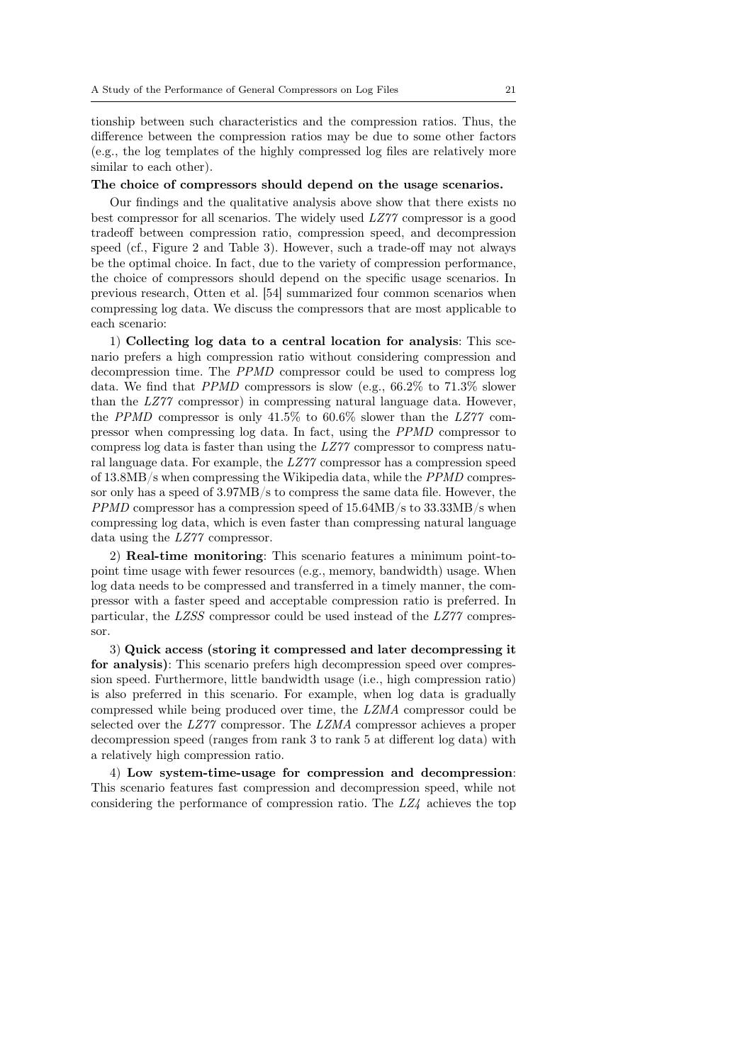tionship between such characteristics and the compression ratios. Thus, the difference between the compression ratios may be due to some other factors (e.g., the log templates of the highly compressed log files are relatively more similar to each other).

**The choice of compressors should depend on the usage scenarios.**

Our findings and the qualitative analysis above show that there exists no best compressor for all scenarios. The widely used *LZ77* compressor is a good tradeoff between compression ratio, compression speed, and decompression speed (cf., Figure 2 and Table 3). However, such a trade-off may not always be the optimal choice. In fact, due to the variety of compression performance, the choice of compressors should depend on the specific usage scenarios. In previous research, Otten et al. [54] summarized four common scenarios when compressing log data. We discuss the compressors that are most applicable to each scenario:

1) **Collecting log data to a central location for analysis**: This scenario prefers a high compression ratio without considering compression and decompression time. The *PPMD* compressor could be used to compress log data. We find that *PPMD* compressors is slow (e.g., 66.2% to 71.3% slower than the *LZ77* compressor) in compressing natural language data. However, the *PPMD* compressor is only 41.5% to 60.6% slower than the *LZ77* compressor when compressing log data. In fact, using the *PPMD* compressor to compress log data is faster than using the *LZ77* compressor to compress natural language data. For example, the *LZ77* compressor has a compression speed of 13.8MB/s when compressing the Wikipedia data, while the *PPMD* compressor only has a speed of 3.97MB/s to compress the same data file. However, the *PPMD* compressor has a compression speed of 15.64MB/s to 33.33MB/s when compressing log data, which is even faster than compressing natural language data using the *LZ77* compressor.

2) **Real-time monitoring**: This scenario features a minimum point-to-point time usage with fewer resources (e.g., memory, bandwidth) usage. When log data needs to be compressed and transferred in a timely manner, the compressor with a faster speed and acceptable compression ratio is preferred. In particular, the *LZSS* compressor could be used instead of the *LZ77* compressor.

3) **Quick access (storing it compressed and later decompressing it for analysis)**: This scenario prefers high decompression speed over compression speed. Furthermore, little bandwidth usage (i.e., high compression ratio) is also preferred in this scenario. For example, when log data is gradually compressed while being produced over time, the *LZMA* compressor could be selected over the *LZ77* compressor. The *LZMA* compressor achieves a proper decompression speed (ranges from rank 3 to rank 5 at different log data) with a relatively high compression ratio.

4) **Low system-time-usage for compression and decompression**: This scenario features fast compression and decompression speed, while not considering the performance of compression ratio. The *LZ4* achieves the top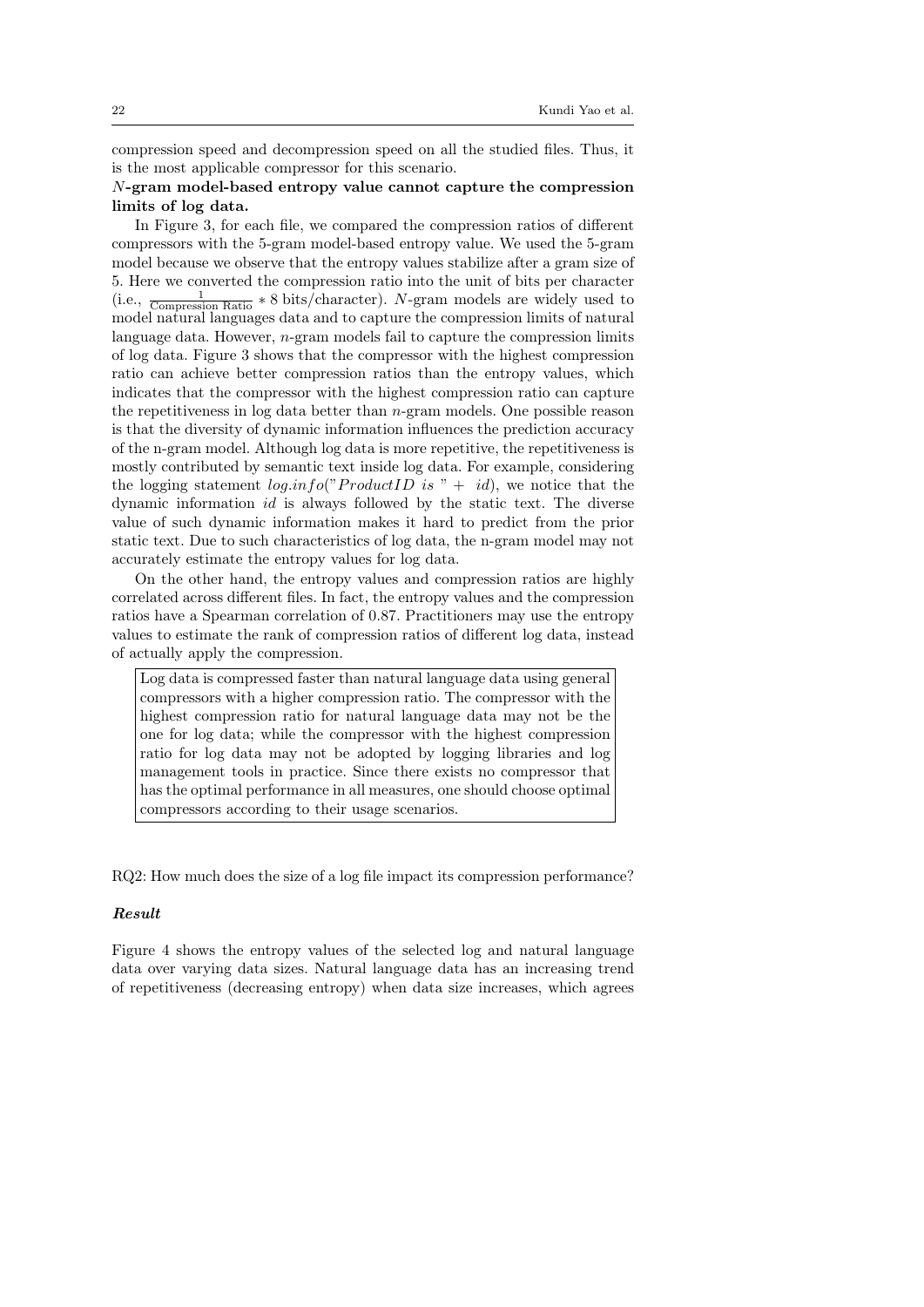compression speed and decompression speed on all the studied files. Thus, it is the most applicable compressor for this scenario.

**$N$-gram model-based entropy value cannot capture the compression limits of log data.**

In Figure 3, for each file, we compared the compression ratios of different compressors with the 5-gram model-based entropy value. We used the 5-gram model because we observe that the entropy values stabilize after a gram size of 5. Here we converted the compression ratio into the unit of bits per character (i.e., $\frac{1}{\text{Compression Ratio}} * 8$ bits/character). $N$-gram models are widely used to model natural languages data and to capture the compression limits of natural language data. However, $n$-gram models fail to capture the compression limits of log data. Figure 3 shows that the compressor with the highest compression ratio can achieve better compression ratios than the entropy values, which indicates that the compressor with the highest compression ratio can capture the repetitiveness in log data better than $n$-gram models. One possible reason is that the diversity of dynamic information influences the prediction accuracy of the n-gram model. Although log data is more repetitive, the repetitiveness is mostly contributed by semantic text inside log data. For example, considering the logging statement $log.info("ProductID\ is\ " +\ id)$, we notice that the dynamic information $id$ is always followed by the static text. The diverse value of such dynamic information makes it hard to predict from the prior static text. Due to such characteristics of log data, the n-gram model may not accurately estimate the entropy values for log data.

On the other hand, the entropy values and compression ratios are highly correlated across different files. In fact, the entropy values and the compression ratios have a Spearman correlation of 0.87. Practitioners may use the entropy values to estimate the rank of compression ratios of different log data, instead of actually apply the compression.

> Log data is compressed faster than natural language data using general compressors with a higher compression ratio. The compressor with the highest compression ratio for natural language data may not be the one for log data; while the compressor with the highest compression ratio for log data may not be adopted by logging libraries and log management tools in practice. Since there exists no compressor that has the optimal performance in all measures, one should choose optimal compressors according to their usage scenarios.

RQ2: How much does the size of a log file impact its compression performance?

### *Result*

Figure 4 shows the entropy values of the selected log and natural language data over varying data sizes. Natural language data has an increasing trend of repetitiveness (decreasing entropy) when data size increases, which agrees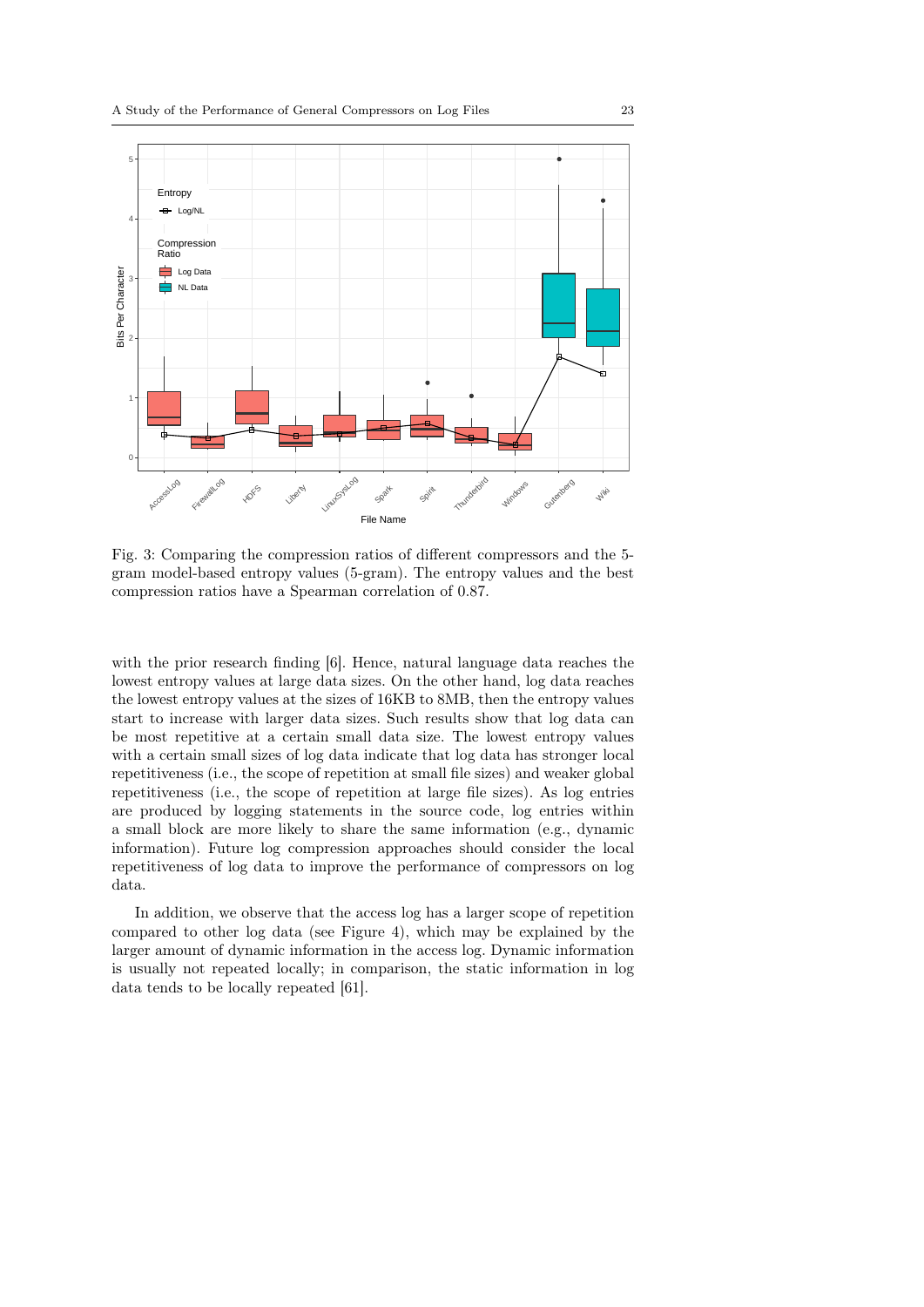Entropy

Log/NL

Compression Ratio

Log Data

NL Data

Bits Per Character

0

1

2

3

4

5

AccessLog

FirewallLog

HDFS

Liberty

LinuxSysLog

Spark

Spirit

Thunderbird

Windows

Gutenberg

Wiki

File Name

Fig. 3: Comparing the compression ratios of different compressors and the 5-gram model-based entropy values (5-gram). The entropy values and the best compression ratios have a Spearman correlation of 0.87.

with the prior research finding [6]. Hence, natural language data reaches the lowest entropy values at large data sizes. On the other hand, log data reaches the lowest entropy values at the sizes of 16KB to 8MB, then the entropy values start to increase with larger data sizes. Such results show that log data can be most repetitive at a certain small data size. The lowest entropy values with a certain small sizes of log data indicate that log data has stronger local repetitiveness (i.e., the scope of repetition at small file sizes) and weaker global repetitiveness (i.e., the scope of repetition at large file sizes). As log entries are produced by logging statements in the source code, log entries within a small block are more likely to share the same information (e.g., dynamic information). Future log compression approaches should consider the local repetitiveness of log data to improve the performance of compressors on log data.

In addition, we observe that the access log has a larger scope of repetition compared to other log data (see Figure 4), which may be explained by the larger amount of dynamic information in the access log. Dynamic information is usually not repeated locally; in comparison, the static information in log data tends to be locally repeated [61].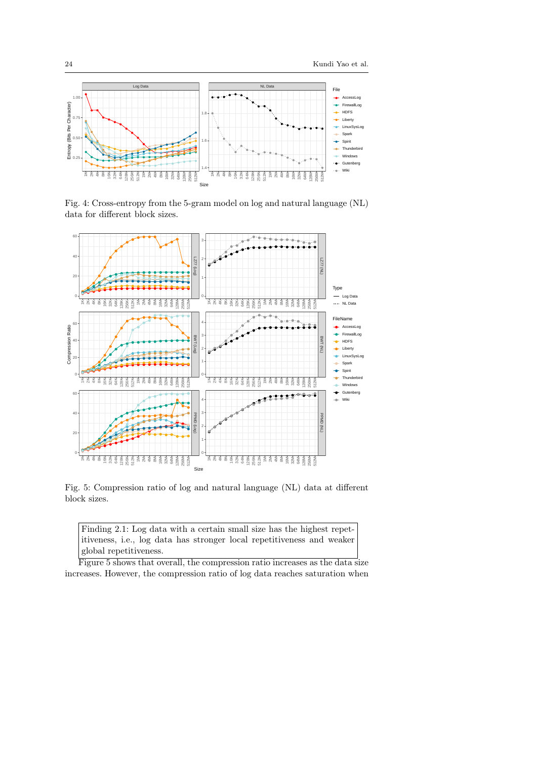Log Data

NL Data

Entropy (Bits Per Character)

1.00
0.75
0.50
0.25

1.8
1.6
1.4

1K 2K 4K 8K 16K 32K 64K 128K 256K 512K 1M 2M 4M 8M 16M 32M 64M 128M 256M 512M

Size

File
AccessLog
FirewallLog
HDFS
Liberty
LinuxSysLog
Spark
Spirit
Thunderbird
Windows
Gutenberg
Wiki

Fig. 4: Cross-entropy from the 5-gram model on log and natural language (NL) data for different block sizes.

Compression Ratio

LZ77 (Log)
LZ77 (NL)
BWT (Log)
BWT (NL)
PPMD (Log)
PPMD (NL)

60
40
20
0

3
2
1
0

4
3
2
1
0

1K 2K 4K 8K 16K 32K 64K 128K 256K 512K 1M 2M 4M 8M 16M 32M 64M 128M 256M 512M

Size

Type
Log Data
NL Data

FileName
AccessLog
FirewallLog
HDFS
Liberty
LinuxSysLog
Spark
Spirit
Thunderbird
Windows
Gutenberg
Wiki

Fig. 5: Compression ratio of log and natural language (NL) data at different block sizes.

Finding 2.1: Log data with a certain small size has the highest repetitiveness, i.e., log data has stronger local repetitiveness and weaker global repetitiveness.

Figure 5 shows that overall, the compression ratio increases as the data size increases. However, the compression ratio of log data reaches saturation when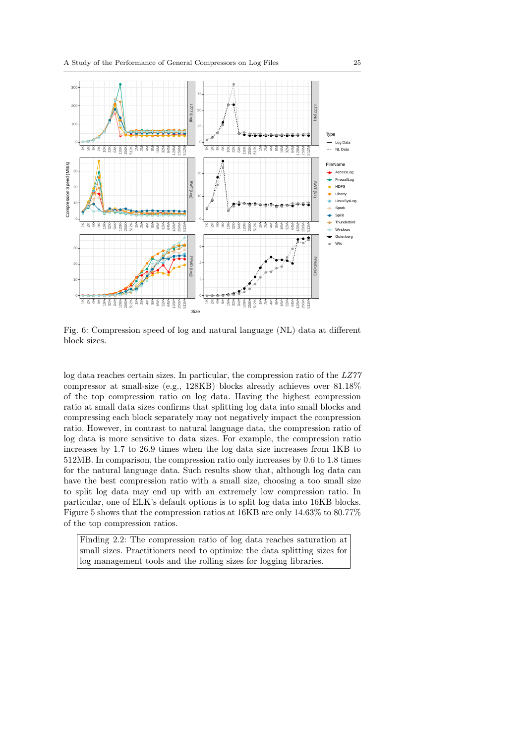Compression Speed (MB/s)

LZ77 (Log)

LZ77 (NL)

BWT (Log)

BWT (NL)

PPMd (Log)

PPMd (NL)

Size

1K 2K 4K 8K 16K 32K 64K 128K 256K 512K 1M 2M 4M 8M 16M 32M 64M 128M 256M 512M

Type
Log Data
NL Data

FileName
AccessLog
FirewallLog
HDFS
Liberty
LinuxSysLog
Spark
Spirit
Thunderbird
Windows
Gutenberg
Wiki

Fig. 6: Compression speed of log and natural language (NL) data at different block sizes.

log data reaches certain sizes. In particular, the compression ratio of the *LZ77* compressor at small-size (e.g., 128KB) blocks already achieves over 81.18% of the top compression ratio on log data. Having the highest compression ratio at small data sizes confirms that splitting log data into small blocks and compressing each block separately may not negatively impact the compression ratio. However, in contrast to natural language data, the compression ratio of log data is more sensitive to data sizes. For example, the compression ratio increases by 1.7 to 26.9 times when the log data size increases from 1KB to 512MB. In comparison, the compression ratio only increases by 0.6 to 1.8 times for the natural language data. Such results show that, although log data can have the best compression ratio with a small size, choosing a too small size to split log data may end up with an extremely low compression ratio. In particular, one of ELK's default options is to split log data into 16KB blocks. Figure 5 shows that the compression ratios at 16KB are only 14.63% to 80.77% of the top compression ratios.

> Finding 2.2: The compression ratio of log data reaches saturation at small sizes. Practitioners need to optimize the data splitting sizes for log management tools and the rolling sizes for logging libraries.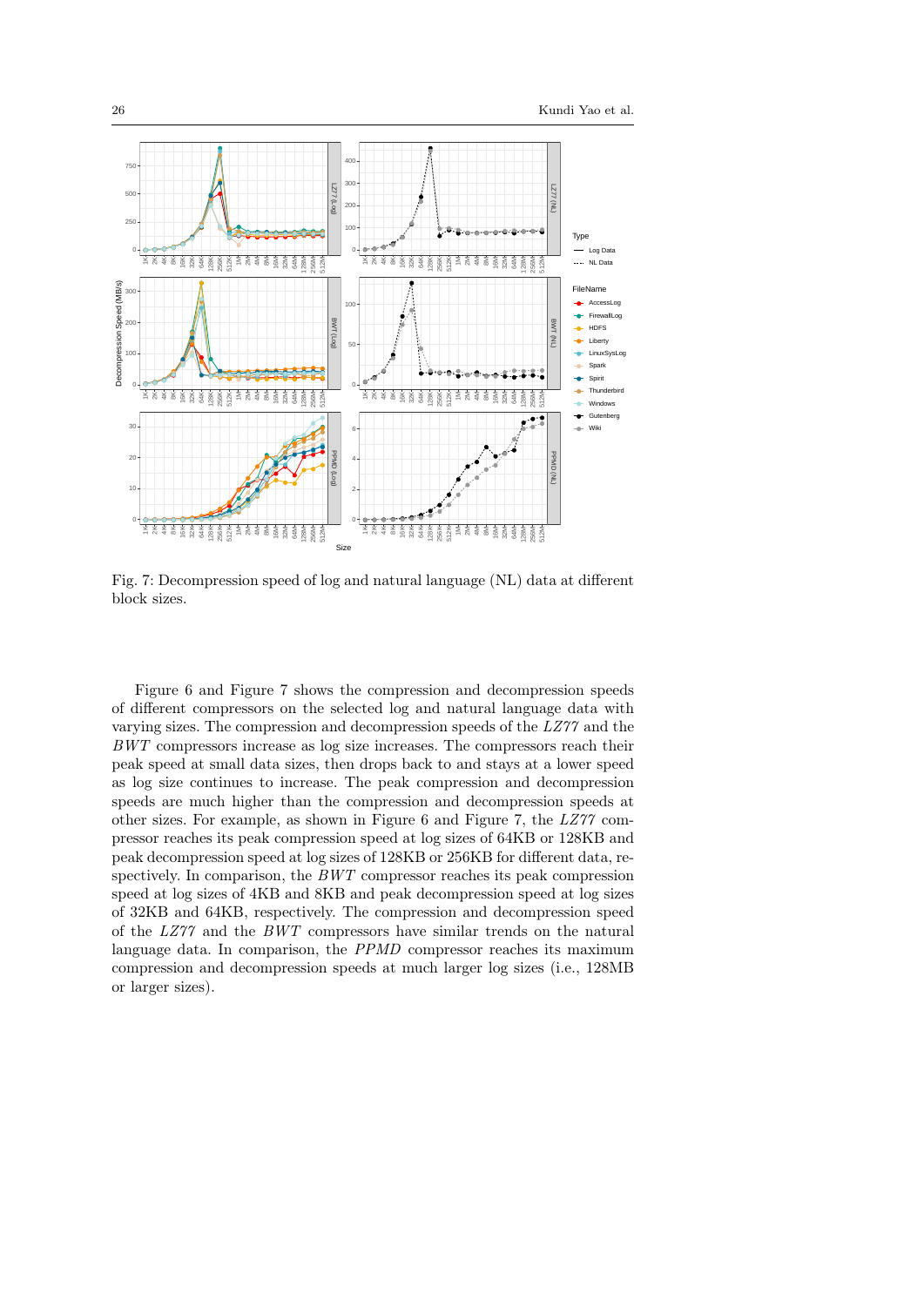Decompression Speed (MB/s)

LZ77 (Log)

LZ77 (NL)

BWT (Log)

BWT (NL)

PPMD (Log)

PPMD (NL)

Size

Type
Log Data
NL Data

FileName
AccessLog
FirewallLog
HDFS
Liberty
LinuxSysLog
Spark
Spirit
Thunderbird
Windows
Gutenberg
Wiki

1K 2K 4K 8K 16K 32K 64K 128K 256K 512K 1M 2M 4M 8M 16M 32M 64M 128M 256M 512M

Fig. 7: Decompression speed of log and natural language (NL) data at different block sizes.

Figure 6 and Figure 7 shows the compression and decompression speeds of different compressors on the selected log and natural language data with varying sizes. The compression and decompression speeds of the *LZ77* and the *BWT* compressors increase as log size increases. The compressors reach their peak speed at small data sizes, then drops back to and stays at a lower speed as log size continues to increase. The peak compression and decompression speeds are much higher than the compression and decompression speeds at other sizes. For example, as shown in Figure 6 and Figure 7, the *LZ77* compressor reaches its peak compression speed at log sizes of 64KB or 128KB and peak decompression speed at log sizes of 128KB or 256KB for different data, respectively. In comparison, the *BWT* compressor reaches its peak compression speed at log sizes of 4KB and 8KB and peak decompression speed at log sizes of 32KB and 64KB, respectively. The compression and decompression speed of the *LZ77* and the *BWT* compressors have similar trends on the natural language data. In comparison, the *PPMD* compressor reaches its maximum compression and decompression speeds at much larger log sizes (i.e., 128MB or larger sizes).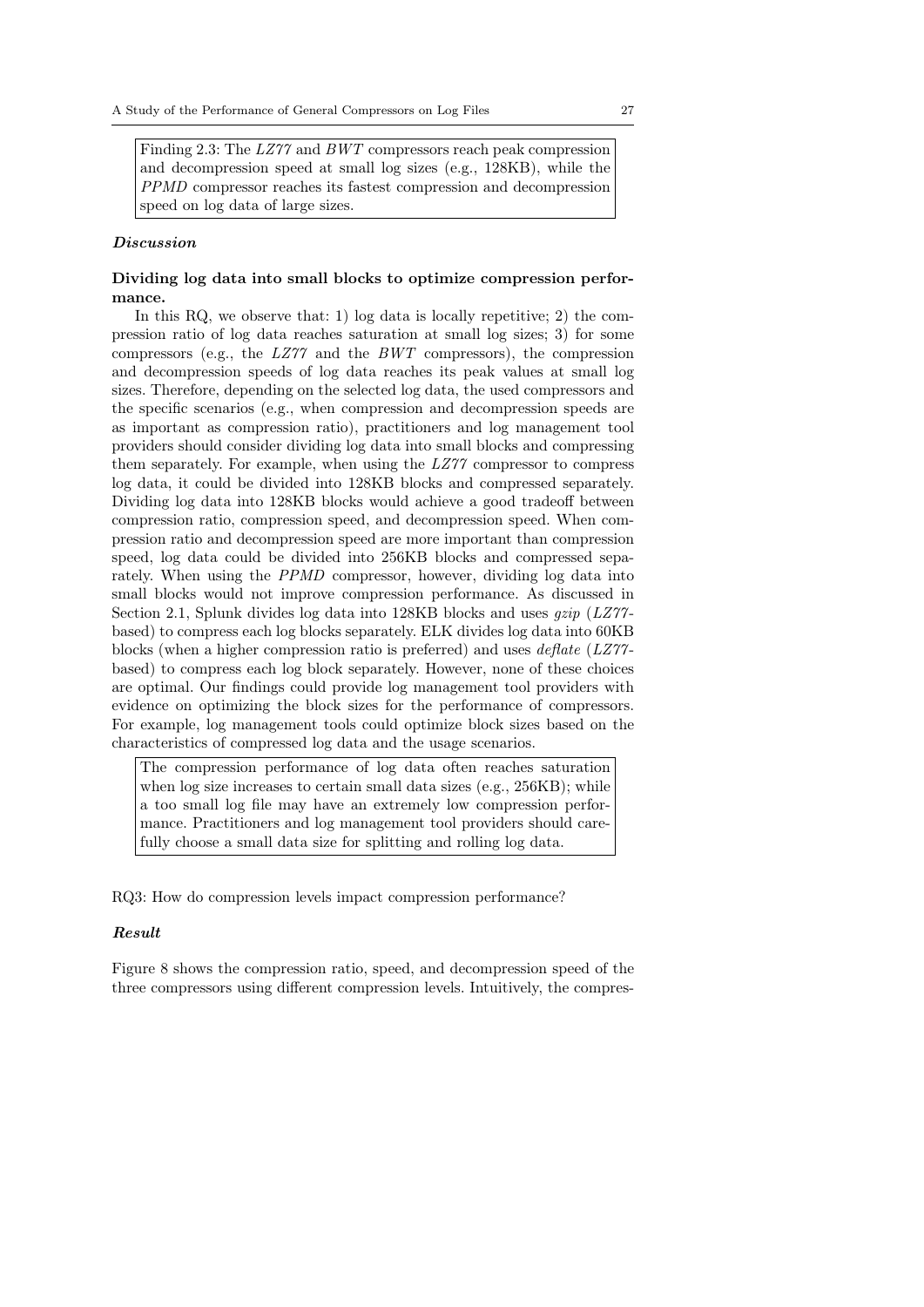Finding 2.3: The *LZ77* and *BWT* compressors reach peak compression and decompression speed at small log sizes (e.g., 128KB), while the *PPMD* compressor reaches its fastest compression and decompression speed on log data of large sizes.

***Discussion***

**Dividing log data into small blocks to optimize compression performance.**

In this RQ, we observe that: 1) log data is locally repetitive; 2) the compression ratio of log data reaches saturation at small log sizes; 3) for some compressors (e.g., the *LZ77* and the *BWT* compressors), the compression and decompression speeds of log data reaches its peak values at small log sizes. Therefore, depending on the selected log data, the used compressors and the specific scenarios (e.g., when compression and decompression speeds are as important as compression ratio), practitioners and log management tool providers should consider dividing log data into small blocks and compressing them separately. For example, when using the *LZ77* compressor to compress log data, it could be divided into 128KB blocks and compressed separately. Dividing log data into 128KB blocks would achieve a good tradeoff between compression ratio, compression speed, and decompression speed. When compression ratio and decompression speed are more important than compression speed, log data could be divided into 256KB blocks and compressed separately. When using the *PPMD* compressor, however, dividing log data into small blocks would not improve compression performance. As discussed in Section 2.1, Splunk divides log data into 128KB blocks and uses *gzip* (*LZ77*-based) to compress each log blocks separately. ELK divides log data into 60KB blocks (when a higher compression ratio is preferred) and uses *deflate* (*LZ77*-based) to compress each log block separately. However, none of these choices are optimal. Our findings could provide log management tool providers with evidence on optimizing the block sizes for the performance of compressors. For example, log management tools could optimize block sizes based on the characteristics of compressed log data and the usage scenarios.

The compression performance of log data often reaches saturation when log size increases to certain small data sizes (e.g., 256KB); while a too small log file may have an extremely low compression performance. Practitioners and log management tool providers should carefully choose a small data size for splitting and rolling log data.

RQ3: How do compression levels impact compression performance?

***Result***

Figure 8 shows the compression ratio, speed, and decompression speed of the three compressors using different compression levels. Intuitively, the compres-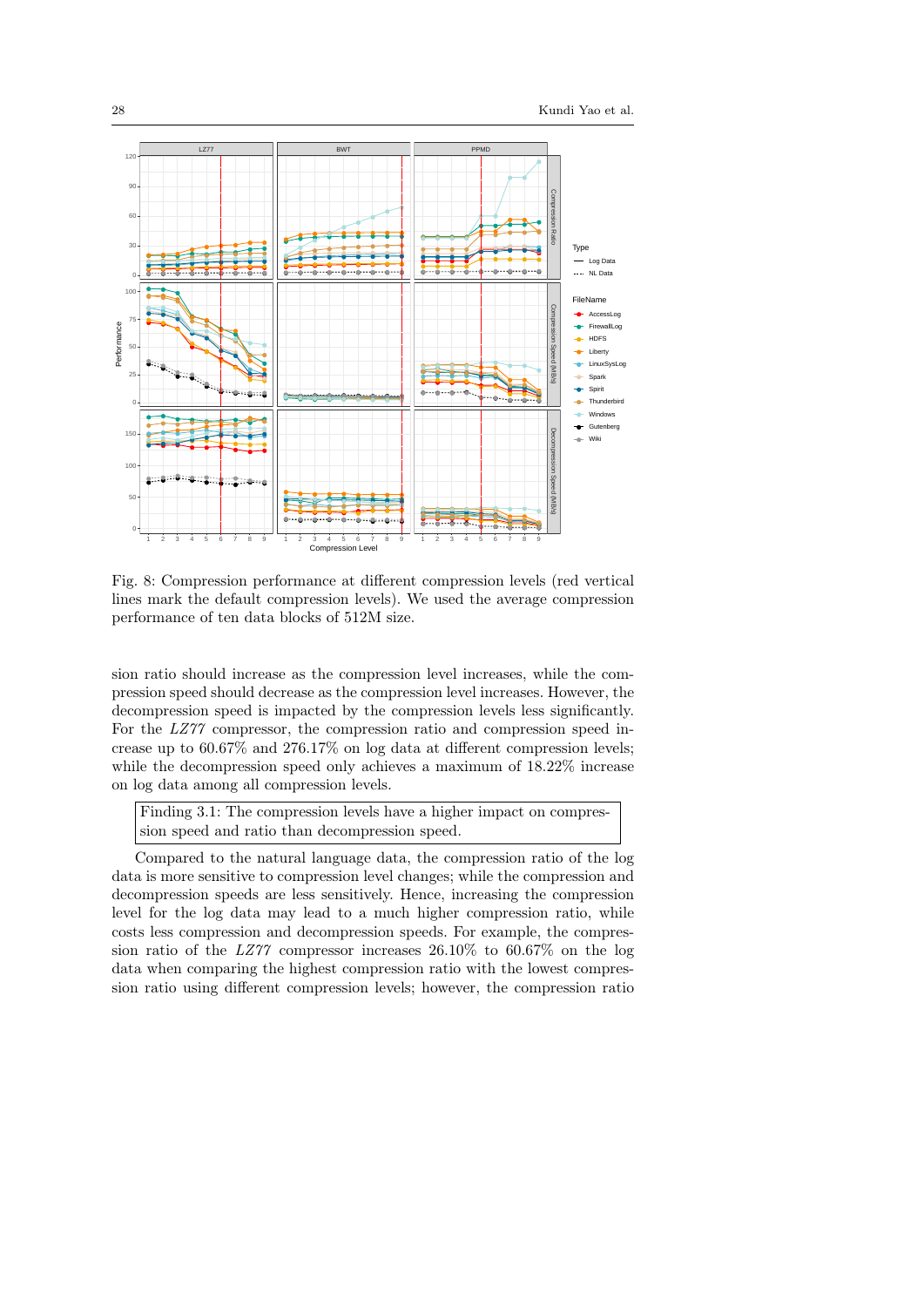LZ77

BWT

PPMD

120

90

60

30

0

100

75

50

25

0

150

100

50

0

Performance

Compression Ratio

Compression Speed (MB/s)

Decompression Speed (MB/s)

1 2 3 4 5 6 7 8 9

Compression Level

Type

Log Data

NL Data

FileName

AccessLog

FirewallLog

HDFS

Liberty

LinuxSysLog

Spark

Spirit

Thunderbird

Windows

Gutenberg

Wiki

Fig. 8: Compression performance at different compression levels (red vertical lines mark the default compression levels). We used the average compression performance of ten data blocks of 512M size.

sion ratio should increase as the compression level increases, while the compression speed should decrease as the compression level increases. However, the decompression speed is impacted by the compression levels less significantly. For the *LZ77* compressor, the compression ratio and compression speed increase up to 60.67% and 276.17% on log data at different compression levels; while the decompression speed only achieves a maximum of 18.22% increase on log data among all compression levels.

> Finding 3.1: The compression levels have a higher impact on compression speed and ratio than decompression speed.

Compared to the natural language data, the compression ratio of the log data is more sensitive to compression level changes; while the compression and decompression speeds are less sensitively. Hence, increasing the compression level for the log data may lead to a much higher compression ratio, while costs less compression and decompression speeds. For example, the compression ratio of the *LZ77* compressor increases 26.10% to 60.67% on the log data when comparing the highest compression ratio with the lowest compression ratio using different compression levels; however, the compression ratio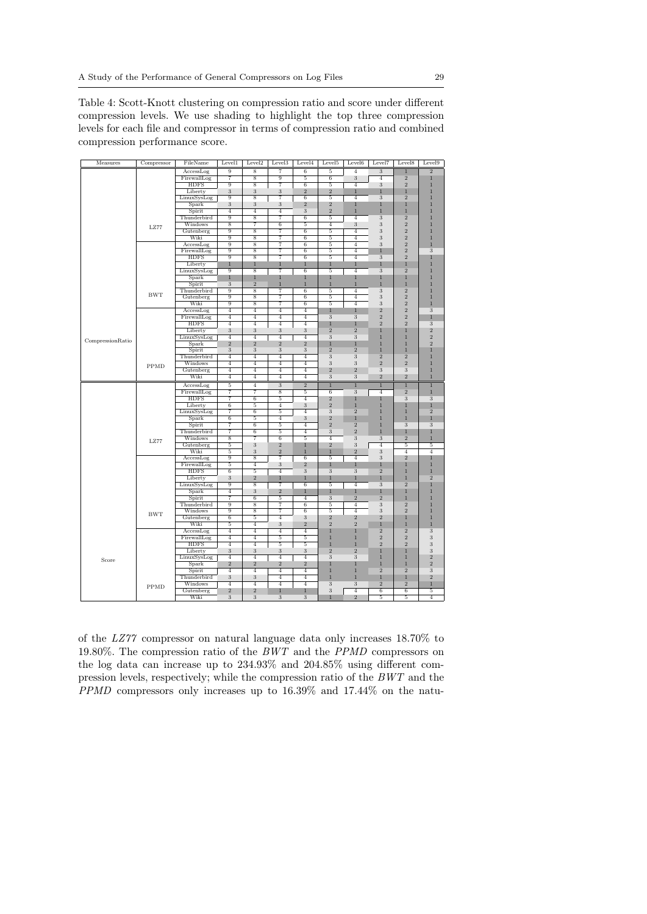Table 4: Scott-Knott clustering on compression ratio and score under different compression levels. We use shading to highlight the top three compression levels for each file and compressor in terms of compression ratio and combined compression performance score.

| Measures | Compressor | FileName | Level1 | Level2 | Level3 | Level4 | Level5 | Level6 | Level7 | Level8 | Level9 |
|---|---|---|---|---|---|---|---|---|---|---|---|
| CompressionRatio | LZ77 | AccessLog | 9 | 8 | 7 | 6 | 5 | 4 | 3 | 1 | 2 |
| | | FirewallLog | 7 | 8 | 9 | 5 | 6 | 3 | 4 | 2 | 1 |
| | | HDFS | 9 | 8 | 7 | 6 | 5 | 4 | 3 | 2 | 1 |
| | | Liberty | 3 | 3 | 3 | 2 | 2 | 1 | 1 | 1 | 1 |
| | | LinuxSysLog | 9 | 8 | 7 | 6 | 5 | 4 | 3 | 2 | 1 |
| | | Spark | 3 | 3 | 3 | 2 | 2 | 1 | 1 | 1 | 1 |
| | | Spirit | 4 | 4 | 4 | 3 | 2 | 1 | 1 | 1 | 1 |
| | | Thunderbird | 9 | 8 | 7 | 6 | 5 | 4 | 3 | 2 | 1 |
| | | Windows | 8 | 7 | 6 | 5 | 4 | 3 | 3 | 2 | 1 |
| | | Gutenberg | 9 | 8 | 7 | 6 | 5 | 4 | 3 | 2 | 1 |
| | | Wiki | 9 | 8 | 7 | 6 | 5 | 4 | 3 | 2 | 1 |
| | BWT | AccessLog | 9 | 8 | 7 | 6 | 5 | 4 | 3 | 2 | 1 |
| | | FirewallLog | 9 | 8 | 7 | 6 | 5 | 4 | 1 | 2 | 3 |
| | | HDFS | 9 | 8 | 7 | 6 | 5 | 4 | 3 | 2 | 1 |
| | | Liberty | 1 | 1 | 1 | 1 | 1 | 1 | 1 | 1 | 1 |
| | | LinuxSysLog | 9 | 8 | 7 | 6 | 5 | 4 | 3 | 2 | 1 |
| | | Spark | 1 | 1 | 1 | 1 | 1 | 1 | 1 | 1 | 1 |
| | | Spirit | 3 | 2 | 1 | 1 | 1 | 1 | 1 | 1 | 1 |
| | | Thunderbird | 9 | 8 | 7 | 6 | 5 | 4 | 3 | 2 | 1 |
| | | Gutenberg | 9 | 8 | 7 | 6 | 5 | 4 | 3 | 2 | 1 |
| | | Wiki | 9 | 8 | 7 | 6 | 5 | 4 | 3 | 2 | 1 |
| | PPMD | AccessLog | 4 | 4 | 4 | 4 | 1 | 1 | 2 | 2 | 3 |
| | | FirewallLog | 4 | 4 | 4 | 4 | 3 | 3 | 2 | 2 | 1 |
| | | HDFS | 4 | 4 | 4 | 4 | 1 | 1 | 2 | 2 | 3 |
| | | Liberty | 3 | 3 | 3 | 3 | 2 | 2 | 1 | 1 | 2 |
| | | LinuxSysLog | 4 | 4 | 4 | 4 | 3 | 3 | 1 | 1 | 2 |
| | | Spark | 2 | 2 | 2 | 2 | 1 | 1 | 1 | 1 | 2 |
| | | Spirit | 3 | 3 | 3 | 3 | 2 | 2 | 1 | 1 | 1 |
| | | Thunderbird | 4 | 4 | 4 | 4 | 3 | 3 | 2 | 2 | 1 |
| | | Windows | 4 | 4 | 4 | 4 | 3 | 3 | 2 | 2 | 1 |
| | | Gutenberg | 4 | 4 | 4 | 4 | 2 | 2 | 3 | 3 | 1 |
| | | Wiki | 4 | 4 | 4 | 4 | 3 | 3 | 2 | 2 | 1 |
| Score | LZ77 | AccessLog | 5 | 4 | 3 | 2 | 1 | 1 | 1 | 1 | 1 |
| | | FirewallLog | 7 | 7 | 8 | 5 | 6 | 3 | 4 | 2 | 1 |
| | | HDFS | 7 | 6 | 5 | 4 | 2 | 1 | 1 | 3 | 3 |
| | | Liberty | 6 | 5 | 4 | 3 | 2 | 1 | 1 | 1 | 1 |
| | | LinuxSysLog | 7 | 6 | 5 | 4 | 3 | 2 | 1 | 1 | 2 |
| | | Spark | 6 | 5 | 4 | 3 | 2 | 1 | 1 | 1 | 1 |
| | | Spirit | 7 | 6 | 5 | 4 | 2 | 2 | 1 | 3 | 3 |
| | | Thunderbird | 7 | 6 | 5 | 4 | 3 | 2 | 1 | 1 | 1 |
| | | Windows | 8 | 7 | 6 | 5 | 4 | 3 | 3 | 2 | 1 |
| | | Gutenberg | 5 | 3 | 2 | 1 | 2 | 3 | 4 | 5 | 5 |
| | | Wiki | 5 | 3 | 2 | 1 | 1 | 2 | 3 | 4 | 4 |
| | BWT | AccessLog | 9 | 8 | 7 | 6 | 5 | 4 | 3 | 2 | 1 |
| | | FirewallLog | 5 | 4 | 3 | 2 | 1 | 1 | 1 | 1 | 1 |
| | | HDFS | 6 | 5 | 4 | 3 | 3 | 3 | 2 | 1 | 1 |
| | | Liberty | 3 | 2 | 1 | 1 | 1 | 1 | 1 | 1 | 2 |
| | | LinuxSysLog | 9 | 8 | 7 | 6 | 5 | 4 | 3 | 2 | 1 |
| | | Spark | 4 | 3 | 2 | 1 | 1 | 1 | 1 | 1 | 1 |
| | | Spirit | 7 | 6 | 5 | 4 | 3 | 2 | 2 | 1 | 1 |
| | | Thunderbird | 9 | 8 | 7 | 6 | 5 | 4 | 3 | 2 | 1 |
| | | Windows | 9 | 8 | 7 | 6 | 5 | 4 | 3 | 2 | 1 |
| | | Gutenberg | 6 | 5 | 4 | 3 | 2 | 2 | 2 | 1 | 1 |
| | | Wiki | 5 | 4 | 3 | 2 | 2 | 2 | 1 | 1 | 1 |
| | PPMD | AccessLog | 4 | 4 | 4 | 4 | 1 | 1 | 2 | 2 | 3 |
| | | FirewallLog | 4 | 4 | 4 | 5 | 1 | 1 | 2 | 2 | 3 |
| | | HDFS | 4 | 4 | 5 | 5 | 1 | 1 | 2 | 2 | 3 |
| | | Liberty | 3 | 3 | 3 | 3 | 2 | 2 | 1 | 1 | 3 |
| | | LinuxSysLog | 4 | 4 | 4 | 4 | 3 | 3 | 1 | 1 | 2 |
| | | Spark | 2 | 2 | 2 | 2 | 1 | 1 | 1 | 1 | 2 |
| | | Spirit | 4 | 4 | 4 | 4 | 1 | 1 | 2 | 2 | 3 |
| | | Thunderbird | 3 | 3 | 4 | 4 | 1 | 1 | 1 | 1 | 2 |
| | | Windows | 4 | 4 | 4 | 4 | 3 | 3 | 2 | 2 | 1 |
| | | Gutenberg | 2 | 2 | 1 | 1 | 3 | 4 | 6 | 6 | 5 |
| | | Wiki | 3 | 3 | 3 | 3 | 1 | 2 | 5 | 5 | 4 |

of the *LZ77* compressor on natural language data only increases 18.70% to 19.80%. The compression ratio of the *BWT* and the *PPMD* compressors on the log data can increase up to 234.93% and 204.85% using different compression levels, respectively; while the compression ratio of the *BWT* and the *PPMD* compressors only increases up to 16.39% and 17.44% on the natu-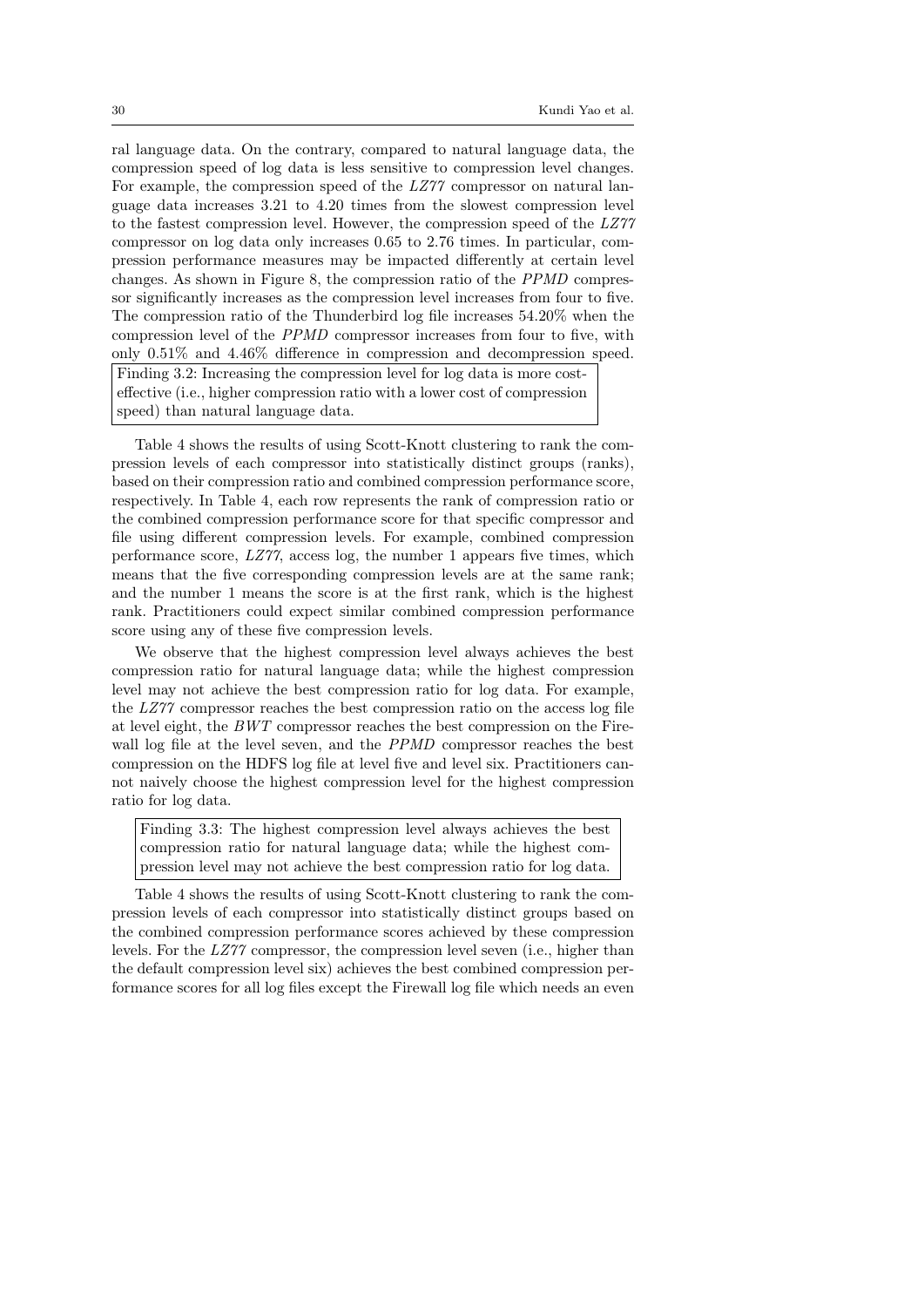ral language data. On the contrary, compared to natural language data, the compression speed of log data is less sensitive to compression level changes. For example, the compression speed of the *LZ77* compressor on natural language data increases 3.21 to 4.20 times from the slowest compression level to the fastest compression level. However, the compression speed of the *LZ77* compressor on log data only increases 0.65 to 2.76 times. In particular, compression performance measures may be impacted differently at certain level changes. As shown in Figure 8, the compression ratio of the *PPMD* compressor significantly increases as the compression level increases from four to five. The compression ratio of the Thunderbird log file increases 54.20% when the compression level of the *PPMD* compressor increases from four to five, with only 0.51% and 4.46% difference in compression and decompression speed.

> Finding 3.2: Increasing the compression level for log data is more cost-effective (i.e., higher compression ratio with a lower cost of compression speed) than natural language data.

Table 4 shows the results of using Scott-Knott clustering to rank the compression levels of each compressor into statistically distinct groups (ranks), based on their compression ratio and combined compression performance score, respectively. In Table 4, each row represents the rank of compression ratio or the combined compression performance score for that specific compressor and file using different compression levels. For example, combined compression performance score, *LZ77*, access log, the number 1 appears five times, which means that the five corresponding compression levels are at the same rank; and the number 1 means the score is at the first rank, which is the highest rank. Practitioners could expect similar combined compression performance score using any of these five compression levels.

We observe that the highest compression level always achieves the best compression ratio for natural language data; while the highest compression level may not achieve the best compression ratio for log data. For example, the *LZ77* compressor reaches the best compression ratio on the access log file at level eight, the *BWT* compressor reaches the best compression on the Firewall log file at the level seven, and the *PPMD* compressor reaches the best compression on the HDFS log file at level five and level six. Practitioners cannot naively choose the highest compression level for the highest compression ratio for log data.

> Finding 3.3: The highest compression level always achieves the best compression ratio for natural language data; while the highest compression level may not achieve the best compression ratio for log data.

Table 4 shows the results of using Scott-Knott clustering to rank the compression levels of each compressor into statistically distinct groups based on the combined compression performance scores achieved by these compression levels. For the *LZ77* compressor, the compression level seven (i.e., higher than the default compression level six) achieves the best combined compression performance scores for all log files except the Firewall log file which needs an even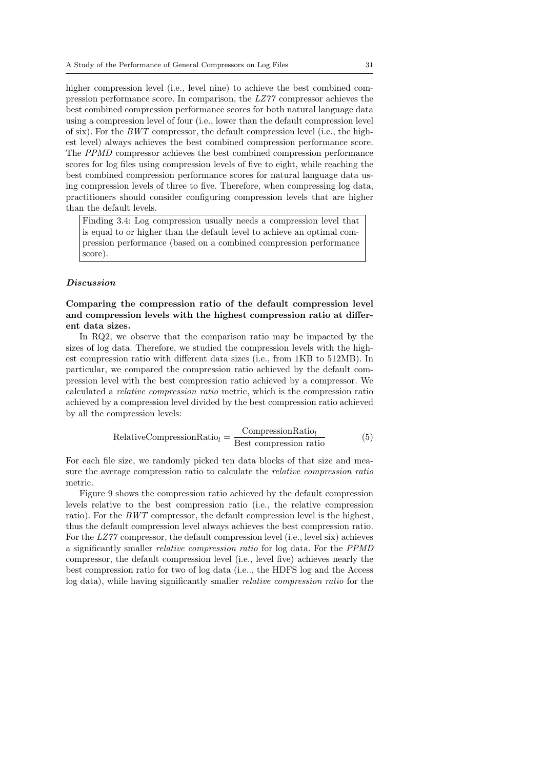higher compression level (i.e., level nine) to achieve the best combined compression performance score. In comparison, the *LZ77* compressor achieves the best combined compression performance scores for both natural language data using a compression level of four (i.e., lower than the default compression level of six). For the *BWT* compressor, the default compression level (i.e., the highest level) always achieves the best combined compression performance score. The *PPMD* compressor achieves the best combined compression performance scores for log files using compression levels of five to eight, while reaching the best combined compression performance scores for natural language data using compression levels of three to five. Therefore, when compressing log data, practitioners should consider configuring compression levels that are higher than the default levels.

> Finding 3.4: Log compression usually needs a compression level that is equal to or higher than the default level to achieve an optimal compression performance (based on a combined compression performance score).

***Discussion***

**Comparing the compression ratio of the default compression level and compression levels with the highest compression ratio at different data sizes.**

In RQ2, we observe that the comparison ratio may be impacted by the sizes of log data. Therefore, we studied the compression levels with the highest compression ratio with different data sizes (i.e., from 1KB to 512MB). In particular, we compared the compression ratio achieved by the default compression level with the best compression ratio achieved by a compressor. We calculated a *relative compression ratio* metric, which is the compression ratio achieved by a compression level divided by the best compression ratio achieved by all the compression levels:

$$\text{RelativeCompressionRatio}_l = \frac{\text{CompressionRatio}_l}{\text{Best compression ratio}} \tag{5}$$

For each file size, we randomly picked ten data blocks of that size and measure the average compression ratio to calculate the *relative compression ratio* metric.

Figure 9 shows the compression ratio achieved by the default compression levels relative to the best compression ratio (i.e., the relative compression ratio). For the *BWT* compressor, the default compression level is the highest, thus the default compression level always achieves the best compression ratio. For the *LZ77* compressor, the default compression level (i.e., level six) achieves a significantly smaller *relative compression ratio* for log data. For the *PPMD* compressor, the default compression level (i.e., level five) achieves nearly the best compression ratio for two of log data (i.e.., the HDFS log and the Access log data), while having significantly smaller *relative compression ratio* for the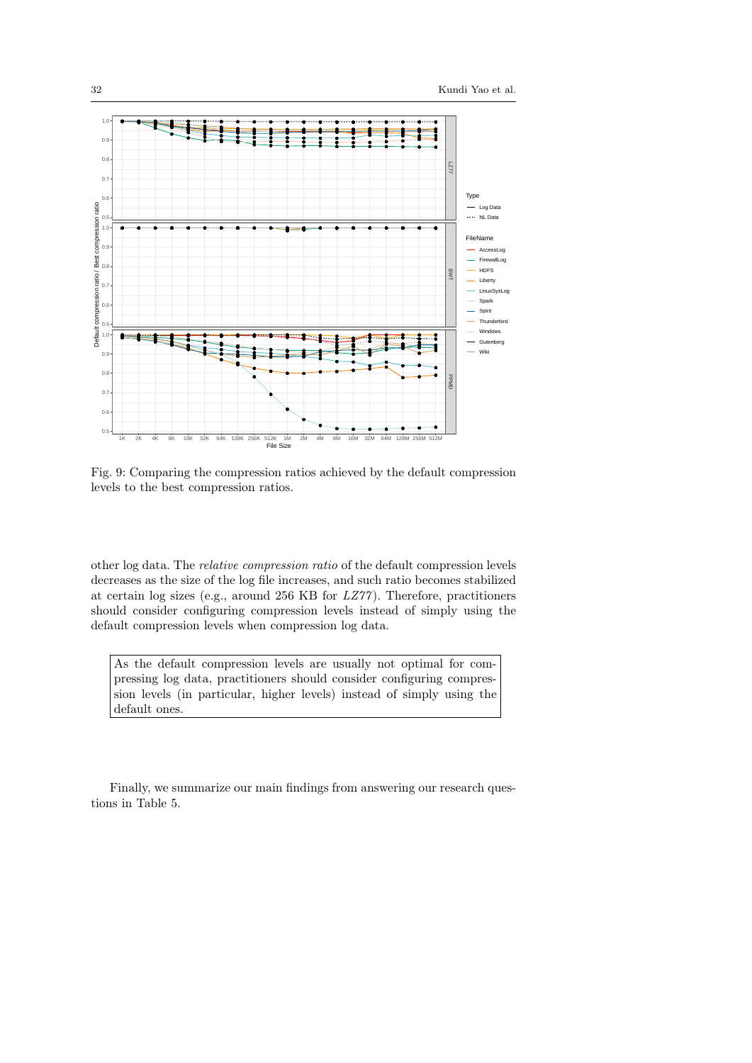Fig. 9: Comparing the compression ratios achieved by the default compression levels to the best compression ratios.

other log data. The *relative compression ratio* of the default compression levels decreases as the size of the log file increases, and such ratio becomes stabilized at certain log sizes (e.g., around 256 KB for *LZ77*). Therefore, practitioners should consider configuring compression levels instead of simply using the default compression levels when compression log data.

> As the default compression levels are usually not optimal for compressing log data, practitioners should consider configuring compression levels (in particular, higher levels) instead of simply using the default ones.

Finally, we summarize our main findings from answering our research questions in Table 5.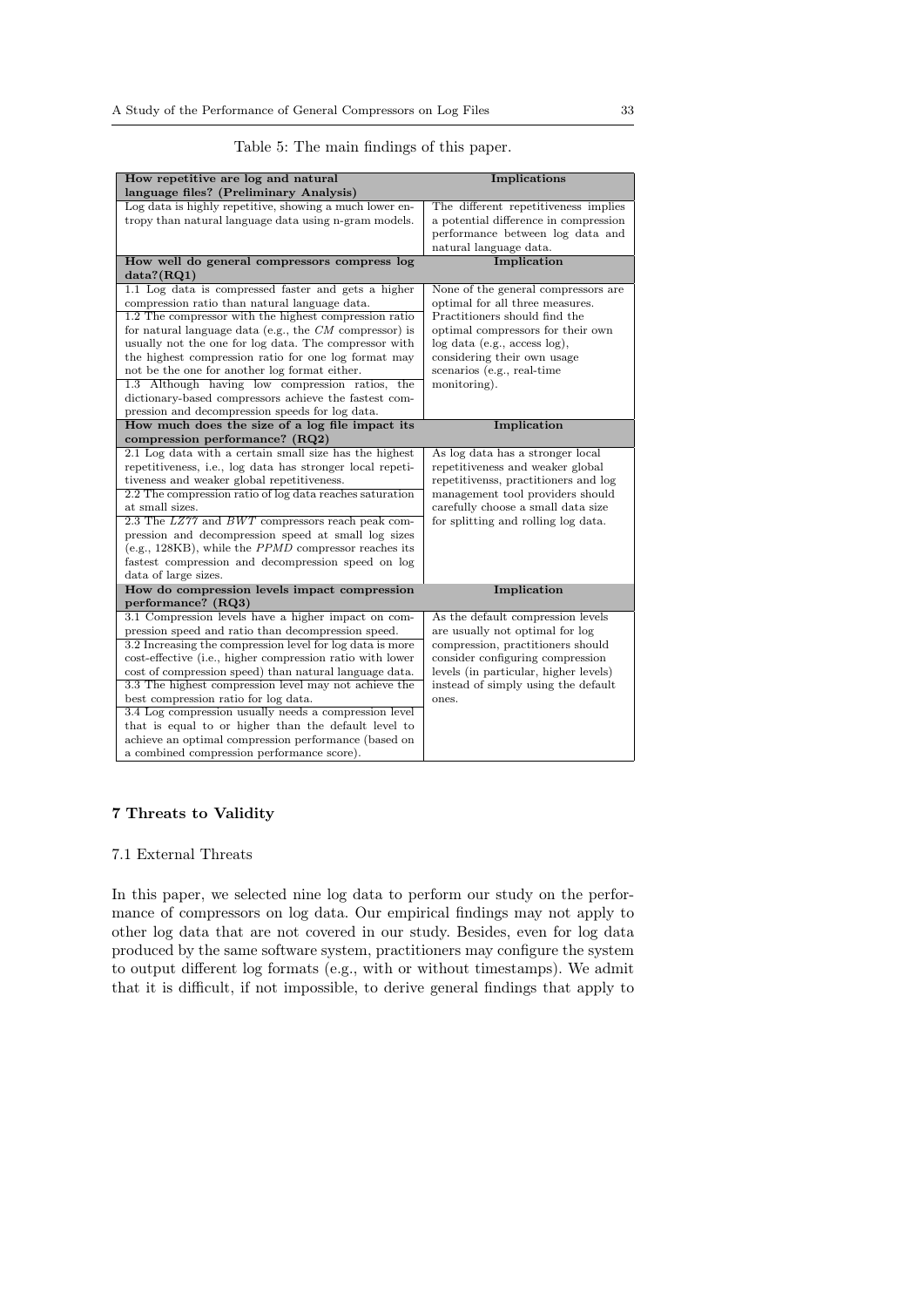Table 5: The main findings of this paper.

| **How repetitive are log and natural language files? (Preliminary Analysis)** | **Implications** |
|---|---|
| Log data is highly repetitive, showing a much lower entropy than natural language data using n-gram models. | The different repetitiveness implies a potential difference in compression performance between log data and natural language data. |
| **How well do general compressors compress log data?(RQ1)** | **Implication** |
| 1.1 Log data is compressed faster and gets a higher compression ratio than natural language data.<br>1.2 The compressor with the highest compression ratio for natural language data (e.g., the *CM* compressor) is usually not the one for log data. The compressor with the highest compression ratio for one log format may not be the one for another log format either.<br>1.3 Although having low compression ratios, the dictionary-based compressors achieve the fastest compression and decompression speeds for log data. | None of the general compressors are optimal for all three measures. Practitioners should find the optimal compressors for their own log data (e.g., access log), considering their own usage scenarios (e.g., real-time monitoring). |
| **How much does the size of a log file impact its compression performance? (RQ2)** | **Implication** |
| 2.1 Log data with a certain small size has the highest repetitiveness, i.e., log data has stronger local repetitiveness and weaker global repetitiveness.<br>2.2 The compression ratio of log data reaches saturation at small sizes.<br>2.3 The *LZ77* and *BWT* compressors reach peak compression and decompression speed at small log sizes (e.g., 128KB), while the *PPMD* compressor reaches its fastest compression and decompression speed on log data of large sizes. | As log data has a stronger local repetitiveness and weaker global repetitivenss, practitioners and log management tool providers should carefully choose a small data size for splitting and rolling log data. |
| **How do compression levels impact compression performance? (RQ3)** | **Implication** |
| 3.1 Compression levels have a higher impact on compression speed and ratio than decompression speed.<br>3.2 Increasing the compression level for log data is more cost-effective (i.e., higher compression ratio with lower cost of compression speed) than natural language data.<br>3.3 The highest compression level may not achieve the best compression ratio for log data.<br>3.4 Log compression usually needs a compression level that is equal to or higher than the default level to achieve an optimal compression performance (based on a combined compression performance score). | As the default compression levels are usually not optimal for log compression, practitioners should consider configuring compression levels (in particular, higher levels) instead of simply using the default ones. |

## 7 Threats to Validity

### 7.1 External Threats

In this paper, we selected nine log data to perform our study on the performance of compressors on log data. Our empirical findings may not apply to other log data that are not covered in our study. Besides, even for log data produced by the same software system, practitioners may configure the system to output different log formats (e.g., with or without timestamps). We admit that it is difficult, if not impossible, to derive general findings that apply to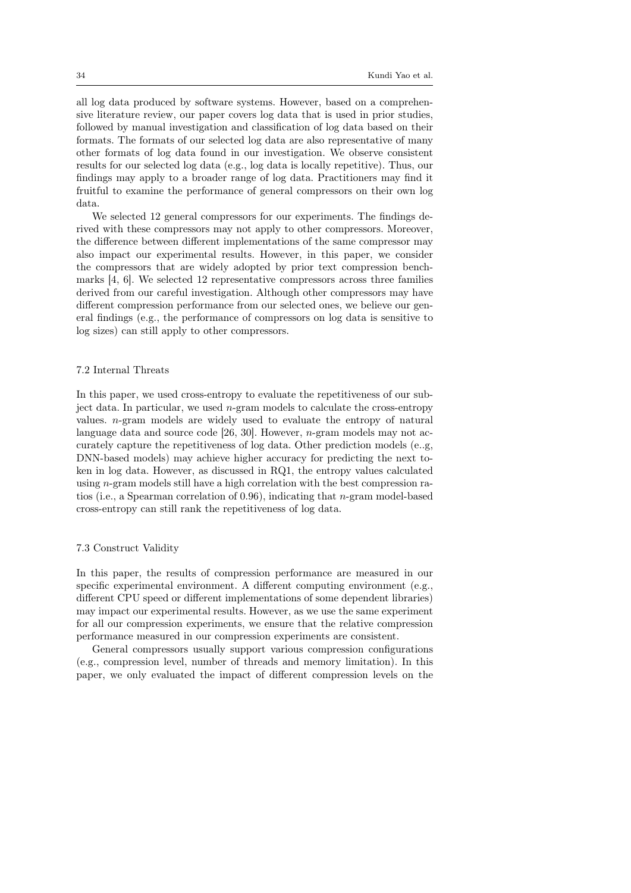all log data produced by software systems. However, based on a comprehensive literature review, our paper covers log data that is used in prior studies, followed by manual investigation and classification of log data based on their formats. The formats of our selected log data are also representative of many other formats of log data found in our investigation. We observe consistent results for our selected log data (e.g., log data is locally repetitive). Thus, our findings may apply to a broader range of log data. Practitioners may find it fruitful to examine the performance of general compressors on their own log data.

We selected 12 general compressors for our experiments. The findings derived with these compressors may not apply to other compressors. Moreover, the difference between different implementations of the same compressor may also impact our experimental results. However, in this paper, we consider the compressors that are widely adopted by prior text compression benchmarks [4, 6]. We selected 12 representative compressors across three families derived from our careful investigation. Although other compressors may have different compression performance from our selected ones, we believe our general findings (e.g., the performance of compressors on log data is sensitive to log sizes) can still apply to other compressors.

### 7.2 Internal Threats

In this paper, we used cross-entropy to evaluate the repetitiveness of our subject data. In particular, we used $n$-gram models to calculate the cross-entropy values. $n$-gram models are widely used to evaluate the entropy of natural language data and source code [26, 30]. However, $n$-gram models may not accurately capture the repetitiveness of log data. Other prediction models (e..g, DNN-based models) may achieve higher accuracy for predicting the next token in log data. However, as discussed in RQ1, the entropy values calculated using $n$-gram models still have a high correlation with the best compression ratios (i.e., a Spearman correlation of 0.96), indicating that $n$-gram model-based cross-entropy can still rank the repetitiveness of log data.

### 7.3 Construct Validity

In this paper, the results of compression performance are measured in our specific experimental environment. A different computing environment (e.g., different CPU speed or different implementations of some dependent libraries) may impact our experimental results. However, as we use the same experiment for all our compression experiments, we ensure that the relative compression performance measured in our compression experiments are consistent.

General compressors usually support various compression configurations (e.g., compression level, number of threads and memory limitation). In this paper, we only evaluated the impact of different compression levels on the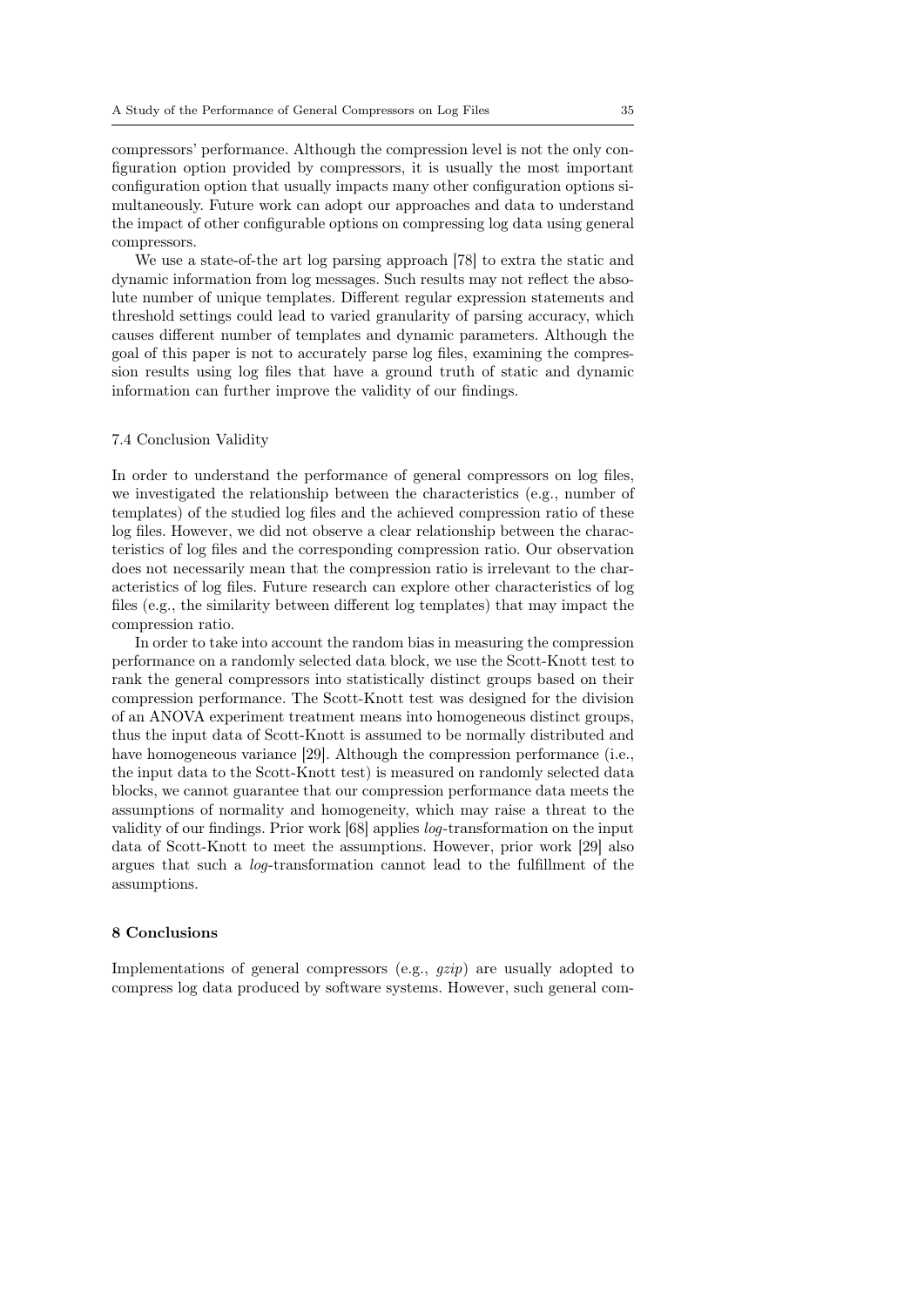compressors' performance. Although the compression level is not the only configuration option provided by compressors, it is usually the most important configuration option that usually impacts many other configuration options simultaneously. Future work can adopt our approaches and data to understand the impact of other configurable options on compressing log data using general compressors.

We use a state-of-the art log parsing approach [78] to extra the static and dynamic information from log messages. Such results may not reflect the absolute number of unique templates. Different regular expression statements and threshold settings could lead to varied granularity of parsing accuracy, which causes different number of templates and dynamic parameters. Although the goal of this paper is not to accurately parse log files, examining the compression results using log files that have a ground truth of static and dynamic information can further improve the validity of our findings.

### 7.4 Conclusion Validity

In order to understand the performance of general compressors on log files, we investigated the relationship between the characteristics (e.g., number of templates) of the studied log files and the achieved compression ratio of these log files. However, we did not observe a clear relationship between the characteristics of log files and the corresponding compression ratio. Our observation does not necessarily mean that the compression ratio is irrelevant to the characteristics of log files. Future research can explore other characteristics of log files (e.g., the similarity between different log templates) that may impact the compression ratio.

In order to take into account the random bias in measuring the compression performance on a randomly selected data block, we use the Scott-Knott test to rank the general compressors into statistically distinct groups based on their compression performance. The Scott-Knott test was designed for the division of an ANOVA experiment treatment means into homogeneous distinct groups, thus the input data of Scott-Knott is assumed to be normally distributed and have homogeneous variance [29]. Although the compression performance (i.e., the input data to the Scott-Knott test) is measured on randomly selected data blocks, we cannot guarantee that our compression performance data meets the assumptions of normality and homogeneity, which may raise a threat to the validity of our findings. Prior work [68] applies *log*-transformation on the input data of Scott-Knott to meet the assumptions. However, prior work [29] also argues that such a *log*-transformation cannot lead to the fulfillment of the assumptions.

## 8 Conclusions

Implementations of general compressors (e.g., *gzip*) are usually adopted to compress log data produced by software systems. However, such general com-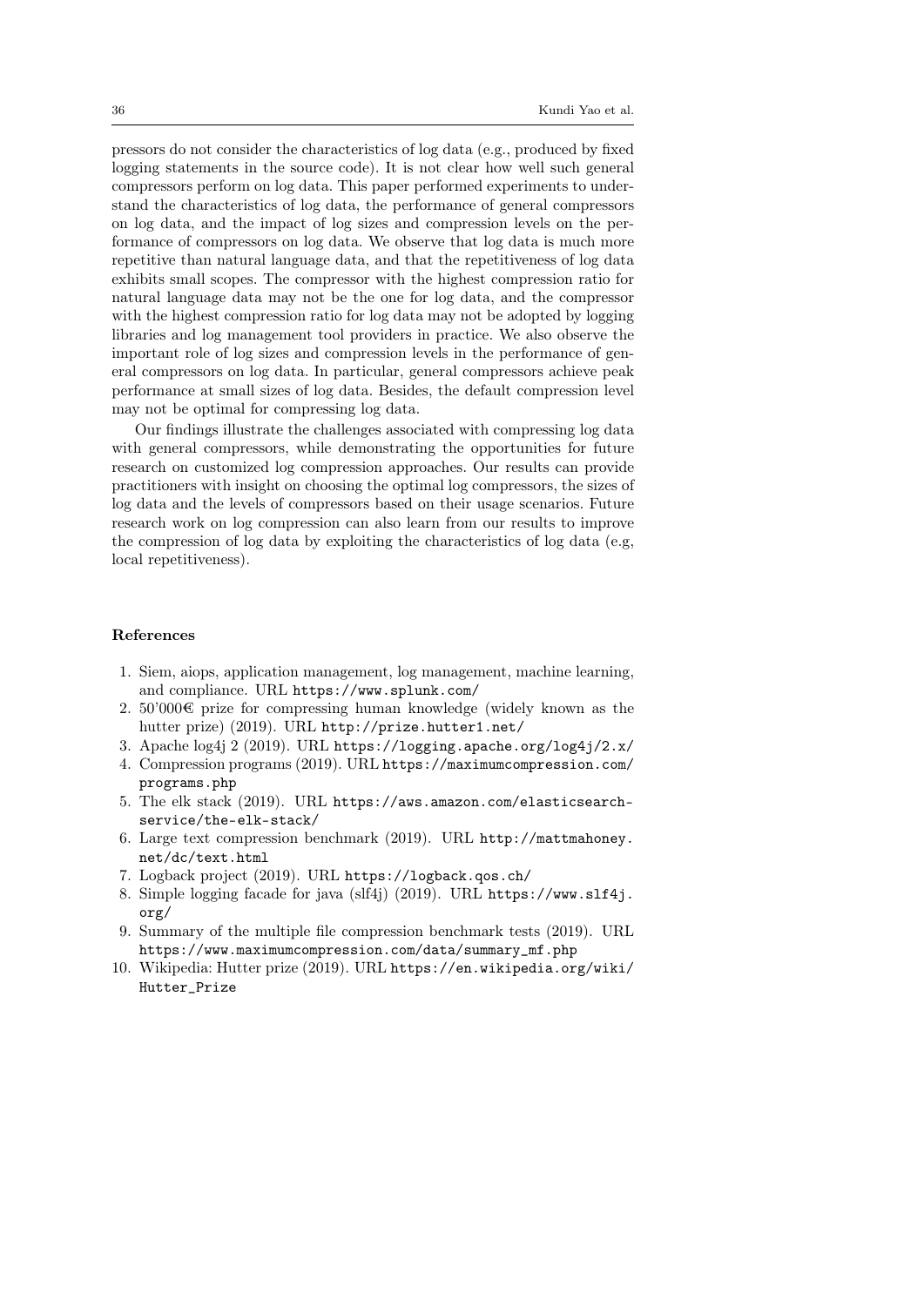pressors do not consider the characteristics of log data (e.g., produced by fixed logging statements in the source code). It is not clear how well such general compressors perform on log data. This paper performed experiments to understand the characteristics of log data, the performance of general compressors on log data, and the impact of log sizes and compression levels on the performance of compressors on log data. We observe that log data is much more repetitive than natural language data, and that the repetitiveness of log data exhibits small scopes. The compressor with the highest compression ratio for natural language data may not be the one for log data, and the compressor with the highest compression ratio for log data may not be adopted by logging libraries and log management tool providers in practice. We also observe the important role of log sizes and compression levels in the performance of general compressors on log data. In particular, general compressors achieve peak performance at small sizes of log data. Besides, the default compression level may not be optimal for compressing log data.

Our findings illustrate the challenges associated with compressing log data with general compressors, while demonstrating the opportunities for future research on customized log compression approaches. Our results can provide practitioners with insight on choosing the optimal log compressors, the sizes of log data and the levels of compressors based on their usage scenarios. Future research work on log compression can also learn from our results to improve the compression of log data by exploiting the characteristics of log data (e.g, local repetitiveness).

## References

1. Siem, aiops, application management, log management, machine learning, and compliance. URL https://www.splunk.com/
2. 50'000€ prize for compressing human knowledge (widely known as the hutter prize) (2019). URL http://prize.hutter1.net/
3. Apache log4j 2 (2019). URL https://logging.apache.org/log4j/2.x/
4. Compression programs (2019). URL https://maximumcompression.com/programs.php
5. The elk stack (2019). URL https://aws.amazon.com/elasticsearch-service/the-elk-stack/
6. Large text compression benchmark (2019). URL http://mattmahoney.net/dc/text.html
7. Logback project (2019). URL https://logback.qos.ch/
8. Simple logging facade for java (slf4j) (2019). URL https://www.slf4j.org/
9. Summary of the multiple file compression benchmark tests (2019). URL https://www.maximumcompression.com/data/summary_mf.php
10. Wikipedia: Hutter prize (2019). URL https://en.wikipedia.org/wiki/Hutter_Prize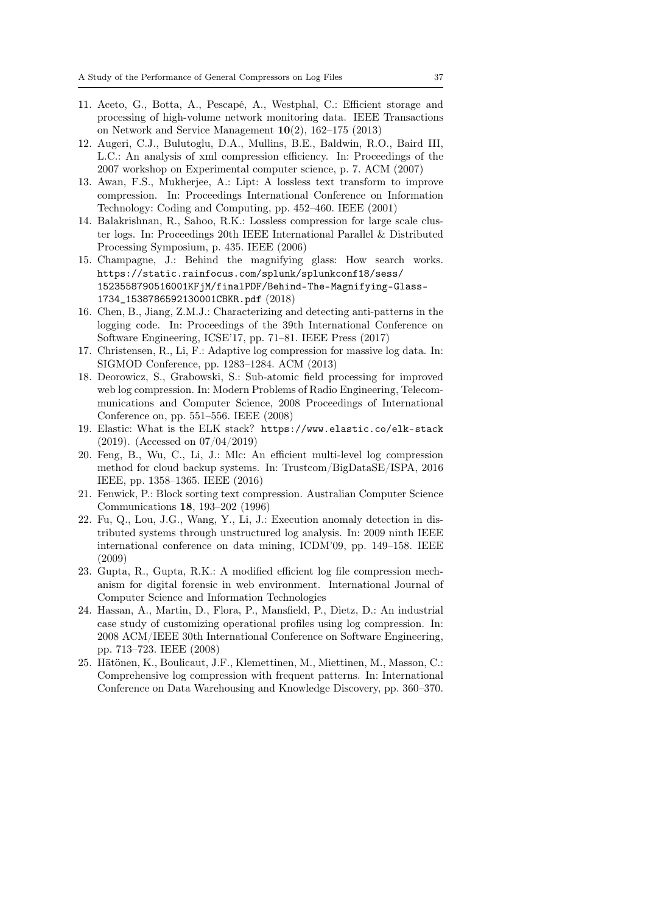11. Aceto, G., Botta, A., Pescapé, A., Westphal, C.: Efficient storage and processing of high-volume network monitoring data. IEEE Transactions on Network and Service Management **10**(2), 162–175 (2013)
12. Augeri, C.J., Bulutoglu, D.A., Mullins, B.E., Baldwin, R.O., Baird III, L.C.: An analysis of xml compression efficiency. In: Proceedings of the 2007 workshop on Experimental computer science, p. 7. ACM (2007)
13. Awan, F.S., Mukherjee, A.: Lipt: A lossless text transform to improve compression. In: Proceedings International Conference on Information Technology: Coding and Computing, pp. 452–460. IEEE (2001)
14. Balakrishnan, R., Sahoo, R.K.: Lossless compression for large scale cluster logs. In: Proceedings 20th IEEE International Parallel & Distributed Processing Symposium, p. 435. IEEE (2006)
15. Champagne, J.: Behind the magnifying glass: How search works. `https://static.rainfocus.com/splunk/splunkconf18/sess/1523558790516001KFjM/finalPDF/Behind-The-Magnifying-Glass-1734_1538786592130001CBKR.pdf` (2018)
16. Chen, B., Jiang, Z.M.J.: Characterizing and detecting anti-patterns in the logging code. In: Proceedings of the 39th International Conference on Software Engineering, ICSE'17, pp. 71–81. IEEE Press (2017)
17. Christensen, R., Li, F.: Adaptive log compression for massive log data. In: SIGMOD Conference, pp. 1283–1284. ACM (2013)
18. Deorowicz, S., Grabowski, S.: Sub-atomic field processing for improved web log compression. In: Modern Problems of Radio Engineering, Telecommunications and Computer Science, 2008 Proceedings of International Conference on, pp. 551–556. IEEE (2008)
19. Elastic: What is the ELK stack? `https://www.elastic.co/elk-stack` (2019). (Accessed on 07/04/2019)
20. Feng, B., Wu, C., Li, J.: Mlc: An efficient multi-level log compression method for cloud backup systems. In: Trustcom/BigDataSE/ISPA, 2016 IEEE, pp. 1358–1365. IEEE (2016)
21. Fenwick, P.: Block sorting text compression. Australian Computer Science Communications **18**, 193–202 (1996)
22. Fu, Q., Lou, J.G., Wang, Y., Li, J.: Execution anomaly detection in distributed systems through unstructured log analysis. In: 2009 ninth IEEE international conference on data mining, ICDM'09, pp. 149–158. IEEE (2009)
23. Gupta, R., Gupta, R.K.: A modified efficient log file compression mechanism for digital forensic in web environment. International Journal of Computer Science and Information Technologies
24. Hassan, A., Martin, D., Flora, P., Mansfield, P., Dietz, D.: An industrial case study of customizing operational profiles using log compression. In: 2008 ACM/IEEE 30th International Conference on Software Engineering, pp. 713–723. IEEE (2008)
25. Hätönen, K., Boulicaut, J.F., Klemettinen, M., Miettinen, M., Masson, C.: Comprehensive log compression with frequent patterns. In: International Conference on Data Warehousing and Knowledge Discovery, pp. 360–370.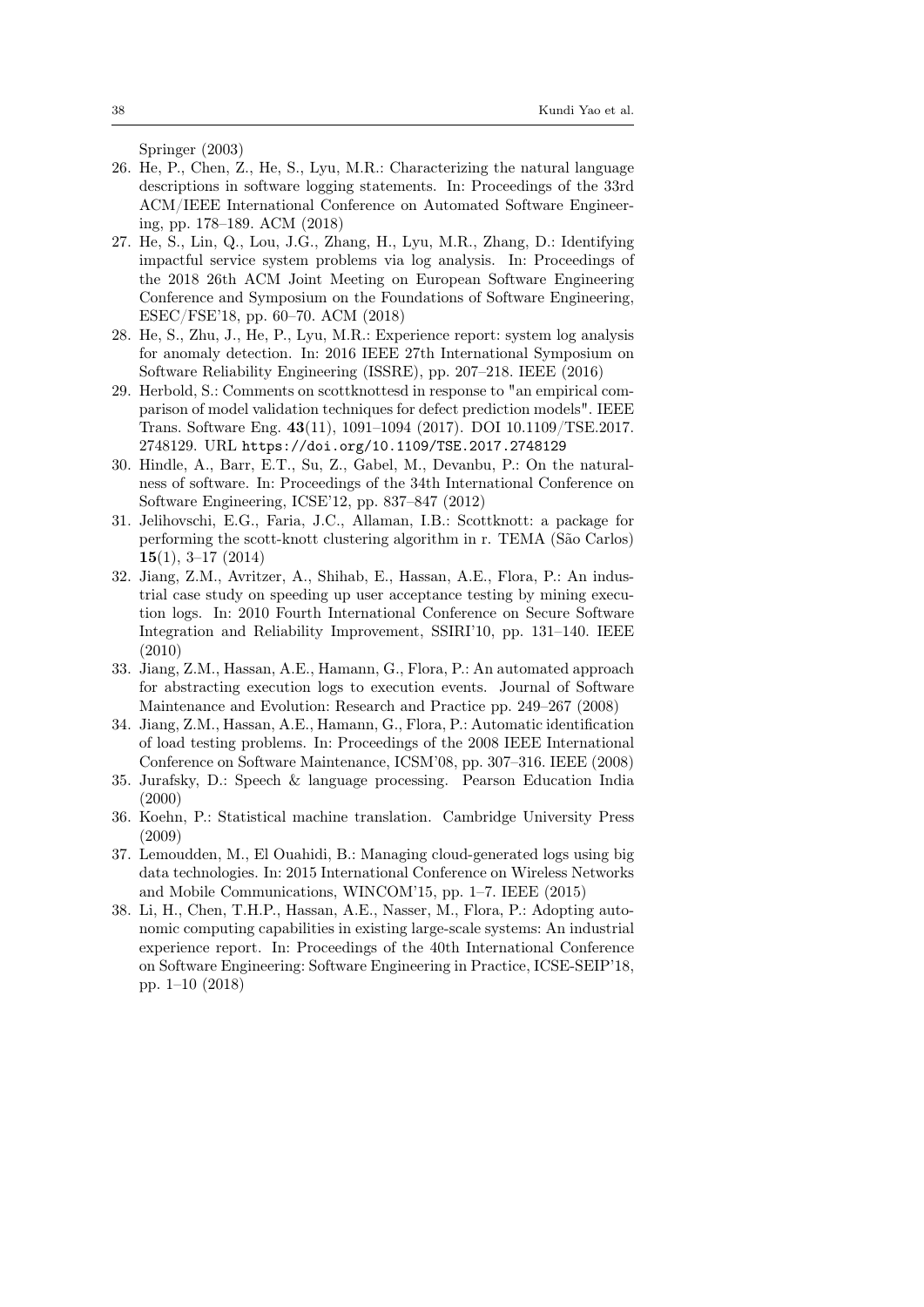Springer (2003)

26. He, P., Chen, Z., He, S., Lyu, M.R.: Characterizing the natural language descriptions in software logging statements. In: Proceedings of the 33rd ACM/IEEE International Conference on Automated Software Engineering, pp. 178–189. ACM (2018)
27. He, S., Lin, Q., Lou, J.G., Zhang, H., Lyu, M.R., Zhang, D.: Identifying impactful service system problems via log analysis. In: Proceedings of the 2018 26th ACM Joint Meeting on European Software Engineering Conference and Symposium on the Foundations of Software Engineering, ESEC/FSE'18, pp. 60–70. ACM (2018)
28. He, S., Zhu, J., He, P., Lyu, M.R.: Experience report: system log analysis for anomaly detection. In: 2016 IEEE 27th International Symposium on Software Reliability Engineering (ISSRE), pp. 207–218. IEEE (2016)
29. Herbold, S.: Comments on scottknottesd in response to "an empirical comparison of model validation techniques for defect prediction models". IEEE Trans. Software Eng. **43**(11), 1091–1094 (2017). DOI 10.1109/TSE.2017.2748129. URL `https://doi.org/10.1109/TSE.2017.2748129`
30. Hindle, A., Barr, E.T., Su, Z., Gabel, M., Devanbu, P.: On the naturalness of software. In: Proceedings of the 34th International Conference on Software Engineering, ICSE'12, pp. 837–847 (2012)
31. Jelihovschi, E.G., Faria, J.C., Allaman, I.B.: Scottknott: a package for performing the scott-knott clustering algorithm in r. TEMA (São Carlos) **15**(1), 3–17 (2014)
32. Jiang, Z.M., Avritzer, A., Shihab, E., Hassan, A.E., Flora, P.: An industrial case study on speeding up user acceptance testing by mining execution logs. In: 2010 Fourth International Conference on Secure Software Integration and Reliability Improvement, SSIRI'10, pp. 131–140. IEEE (2010)
33. Jiang, Z.M., Hassan, A.E., Hamann, G., Flora, P.: An automated approach for abstracting execution logs to execution events. Journal of Software Maintenance and Evolution: Research and Practice pp. 249–267 (2008)
34. Jiang, Z.M., Hassan, A.E., Hamann, G., Flora, P.: Automatic identification of load testing problems. In: Proceedings of the 2008 IEEE International Conference on Software Maintenance, ICSM'08, pp. 307–316. IEEE (2008)
35. Jurafsky, D.: Speech & language processing. Pearson Education India (2000)
36. Koehn, P.: Statistical machine translation. Cambridge University Press (2009)
37. Lemoudden, M., El Ouahidi, B.: Managing cloud-generated logs using big data technologies. In: 2015 International Conference on Wireless Networks and Mobile Communications, WINCOM'15, pp. 1–7. IEEE (2015)
38. Li, H., Chen, T.H.P., Hassan, A.E., Nasser, M., Flora, P.: Adopting autonomic computing capabilities in existing large-scale systems: An industrial experience report. In: Proceedings of the 40th International Conference on Software Engineering: Software Engineering in Practice, ICSE-SEIP'18, pp. 1–10 (2018)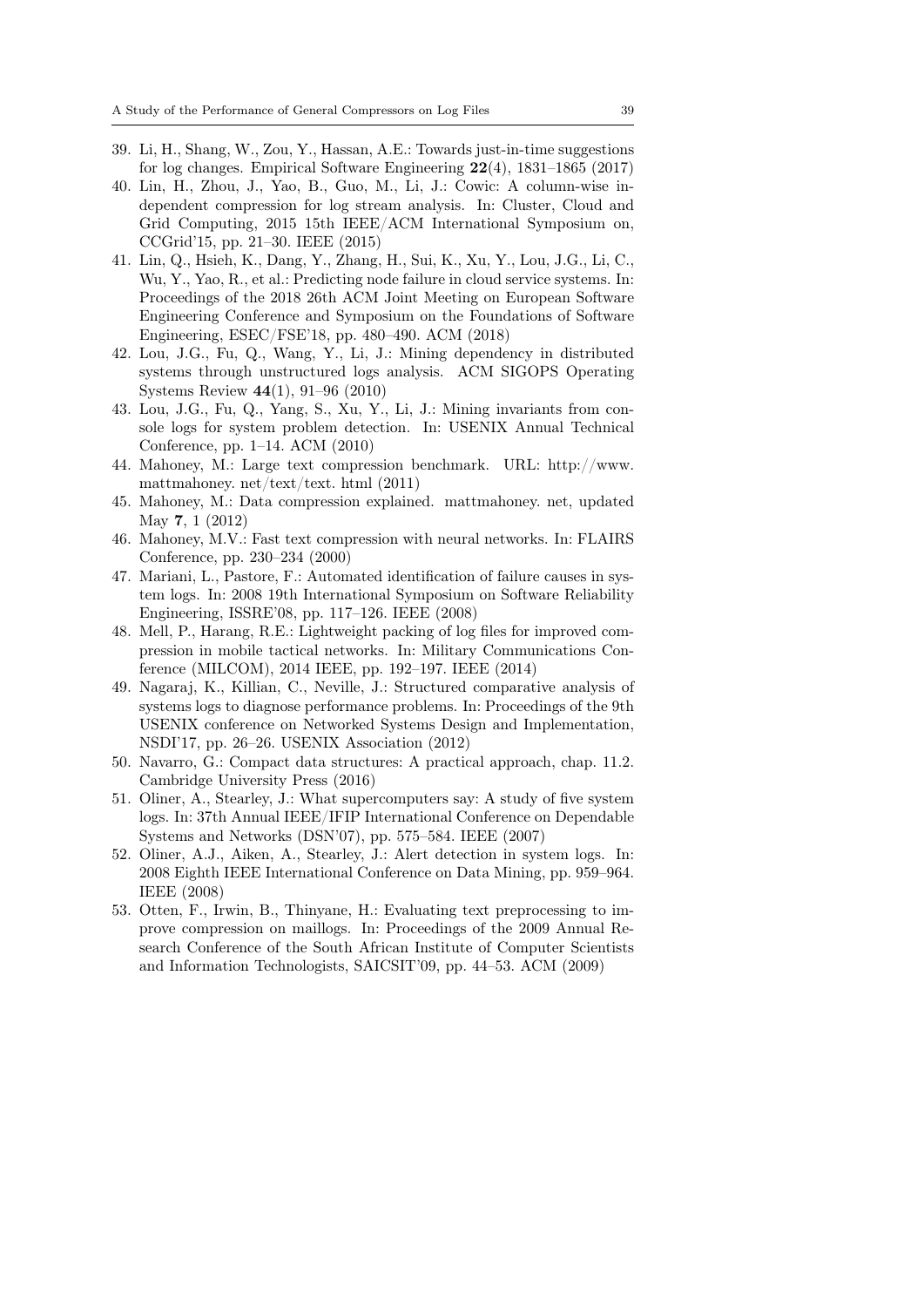39. Li, H., Shang, W., Zou, Y., Hassan, A.E.: Towards just-in-time suggestions for log changes. Empirical Software Engineering **22**(4), 1831–1865 (2017)
40. Lin, H., Zhou, J., Yao, B., Guo, M., Li, J.: Cowic: A column-wise independent compression for log stream analysis. In: Cluster, Cloud and Grid Computing, 2015 15th IEEE/ACM International Symposium on, CCGrid'15, pp. 21–30. IEEE (2015)
41. Lin, Q., Hsieh, K., Dang, Y., Zhang, H., Sui, K., Xu, Y., Lou, J.G., Li, C., Wu, Y., Yao, R., et al.: Predicting node failure in cloud service systems. In: Proceedings of the 2018 26th ACM Joint Meeting on European Software Engineering Conference and Symposium on the Foundations of Software Engineering, ESEC/FSE'18, pp. 480–490. ACM (2018)
42. Lou, J.G., Fu, Q., Wang, Y., Li, J.: Mining dependency in distributed systems through unstructured logs analysis. ACM SIGOPS Operating Systems Review **44**(1), 91–96 (2010)
43. Lou, J.G., Fu, Q., Yang, S., Xu, Y., Li, J.: Mining invariants from console logs for system problem detection. In: USENIX Annual Technical Conference, pp. 1–14. ACM (2010)
44. Mahoney, M.: Large text compression benchmark. URL: http://www. mattmahoney. net/text/text. html (2011)
45. Mahoney, M.: Data compression explained. mattmahoney. net, updated May **7**, 1 (2012)
46. Mahoney, M.V.: Fast text compression with neural networks. In: FLAIRS Conference, pp. 230–234 (2000)
47. Mariani, L., Pastore, F.: Automated identification of failure causes in system logs. In: 2008 19th International Symposium on Software Reliability Engineering, ISSRE'08, pp. 117–126. IEEE (2008)
48. Mell, P., Harang, R.E.: Lightweight packing of log files for improved compression in mobile tactical networks. In: Military Communications Conference (MILCOM), 2014 IEEE, pp. 192–197. IEEE (2014)
49. Nagaraj, K., Killian, C., Neville, J.: Structured comparative analysis of systems logs to diagnose performance problems. In: Proceedings of the 9th USENIX conference on Networked Systems Design and Implementation, NSDI'17, pp. 26–26. USENIX Association (2012)
50. Navarro, G.: Compact data structures: A practical approach, chap. 11.2. Cambridge University Press (2016)
51. Oliner, A., Stearley, J.: What supercomputers say: A study of five system logs. In: 37th Annual IEEE/IFIP International Conference on Dependable Systems and Networks (DSN'07), pp. 575–584. IEEE (2007)
52. Oliner, A.J., Aiken, A., Stearley, J.: Alert detection in system logs. In: 2008 Eighth IEEE International Conference on Data Mining, pp. 959–964. IEEE (2008)
53. Otten, F., Irwin, B., Thinyane, H.: Evaluating text preprocessing to improve compression on maillogs. In: Proceedings of the 2009 Annual Research Conference of the South African Institute of Computer Scientists and Information Technologists, SAICSIT'09, pp. 44–53. ACM (2009)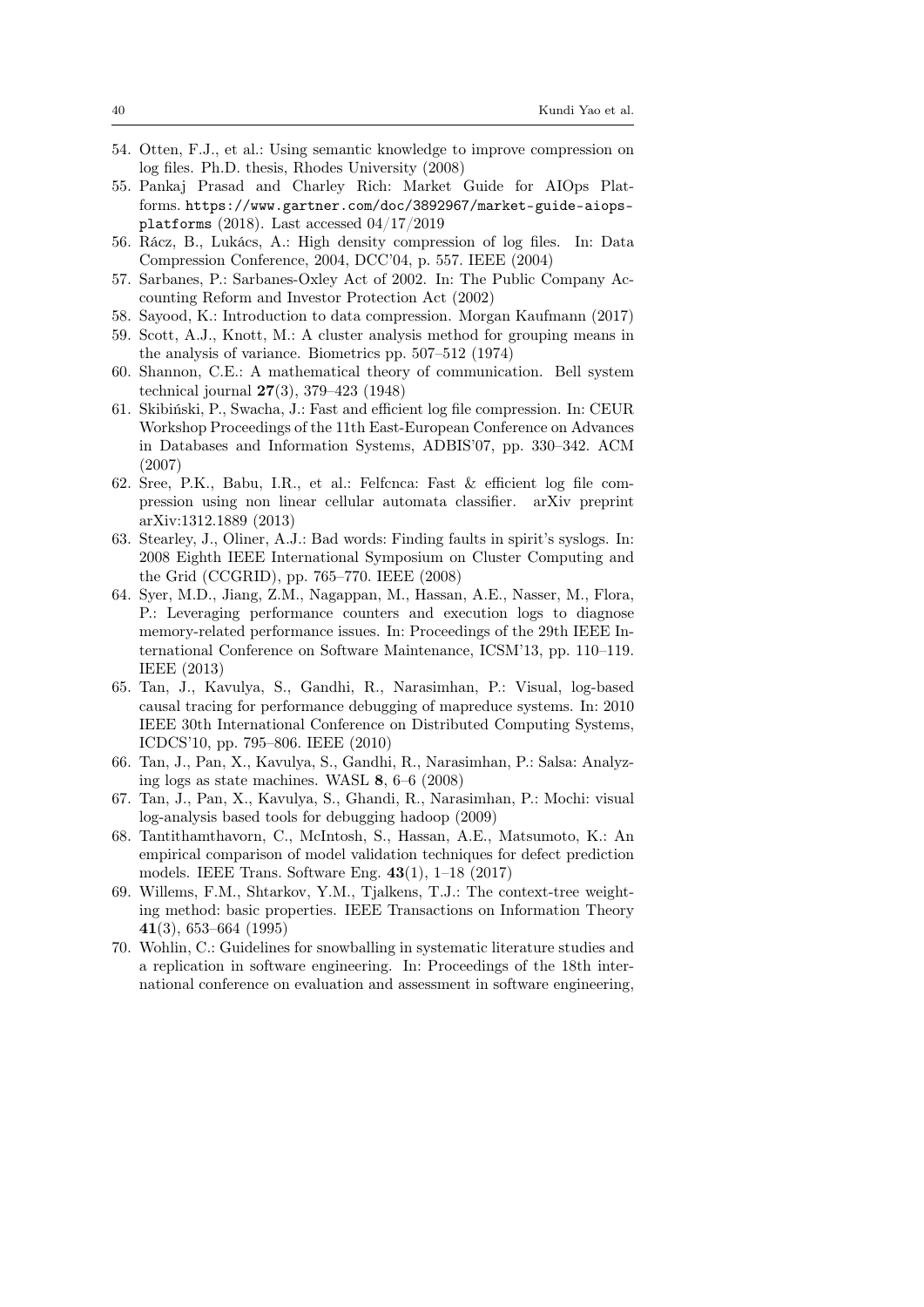54. Otten, F.J., et al.: Using semantic knowledge to improve compression on log files. Ph.D. thesis, Rhodes University (2008)
55. Pankaj Prasad and Charley Rich: Market Guide for AIOps Platforms. https://www.gartner.com/doc/3892967/market-guide-aiops-platforms (2018). Last accessed 04/17/2019
56. Rácz, B., Lukács, A.: High density compression of log files. In: Data Compression Conference, 2004, DCC'04, p. 557. IEEE (2004)
57. Sarbanes, P.: Sarbanes-Oxley Act of 2002. In: The Public Company Accounting Reform and Investor Protection Act (2002)
58. Sayood, K.: Introduction to data compression. Morgan Kaufmann (2017)
59. Scott, A.J., Knott, M.: A cluster analysis method for grouping means in the analysis of variance. Biometrics pp. 507–512 (1974)
60. Shannon, C.E.: A mathematical theory of communication. Bell system technical journal **27**(3), 379–423 (1948)
61. Skibiński, P., Swacha, J.: Fast and efficient log file compression. In: CEUR Workshop Proceedings of the 11th East-European Conference on Advances in Databases and Information Systems, ADBIS'07, pp. 330–342. ACM (2007)
62. Sree, P.K., Babu, I.R., et al.: Felfcnca: Fast & efficient log file compression using non linear cellular automata classifier. arXiv preprint arXiv:1312.1889 (2013)
63. Stearley, J., Oliner, A.J.: Bad words: Finding faults in spirit's syslogs. In: 2008 Eighth IEEE International Symposium on Cluster Computing and the Grid (CCGRID), pp. 765–770. IEEE (2008)
64. Syer, M.D., Jiang, Z.M., Nagappan, M., Hassan, A.E., Nasser, M., Flora, P.: Leveraging performance counters and execution logs to diagnose memory-related performance issues. In: Proceedings of the 29th IEEE International Conference on Software Maintenance, ICSM'13, pp. 110–119. IEEE (2013)
65. Tan, J., Kavulya, S., Gandhi, R., Narasimhan, P.: Visual, log-based causal tracing for performance debugging of mapreduce systems. In: 2010 IEEE 30th International Conference on Distributed Computing Systems, ICDCS'10, pp. 795–806. IEEE (2010)
66. Tan, J., Pan, X., Kavulya, S., Gandhi, R., Narasimhan, P.: Salsa: Analyzing logs as state machines. WASL **8**, 6–6 (2008)
67. Tan, J., Pan, X., Kavulya, S., Ghandi, R., Narasimhan, P.: Mochi: visual log-analysis based tools for debugging hadoop (2009)
68. Tantithamthavorn, C., McIntosh, S., Hassan, A.E., Matsumoto, K.: An empirical comparison of model validation techniques for defect prediction models. IEEE Trans. Software Eng. **43**(1), 1–18 (2017)
69. Willems, F.M., Shtarkov, Y.M., Tjalkens, T.J.: The context-tree weighting method: basic properties. IEEE Transactions on Information Theory **41**(3), 653–664 (1995)
70. Wohlin, C.: Guidelines for snowballing in systematic literature studies and a replication in software engineering. In: Proceedings of the 18th international conference on evaluation and assessment in software engineering,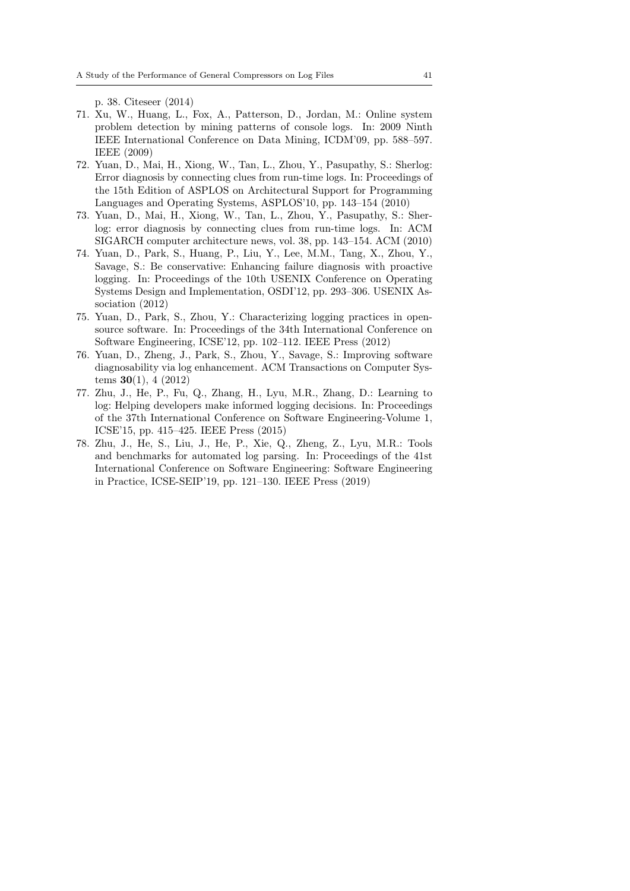p. 38. Citeseer (2014)

71. Xu, W., Huang, L., Fox, A., Patterson, D., Jordan, M.: Online system problem detection by mining patterns of console logs. In: 2009 Ninth IEEE International Conference on Data Mining, ICDM'09, pp. 588–597. IEEE (2009)
72. Yuan, D., Mai, H., Xiong, W., Tan, L., Zhou, Y., Pasupathy, S.: Sherlog: Error diagnosis by connecting clues from run-time logs. In: Proceedings of the 15th Edition of ASPLOS on Architectural Support for Programming Languages and Operating Systems, ASPLOS'10, pp. 143–154 (2010)
73. Yuan, D., Mai, H., Xiong, W., Tan, L., Zhou, Y., Pasupathy, S.: Sherlog: error diagnosis by connecting clues from run-time logs. In: ACM SIGARCH computer architecture news, vol. 38, pp. 143–154. ACM (2010)
74. Yuan, D., Park, S., Huang, P., Liu, Y., Lee, M.M., Tang, X., Zhou, Y., Savage, S.: Be conservative: Enhancing failure diagnosis with proactive logging. In: Proceedings of the 10th USENIX Conference on Operating Systems Design and Implementation, OSDI'12, pp. 293–306. USENIX Association (2012)
75. Yuan, D., Park, S., Zhou, Y.: Characterizing logging practices in open-source software. In: Proceedings of the 34th International Conference on Software Engineering, ICSE'12, pp. 102–112. IEEE Press (2012)
76. Yuan, D., Zheng, J., Park, S., Zhou, Y., Savage, S.: Improving software diagnosability via log enhancement. ACM Transactions on Computer Systems **30**(1), 4 (2012)
77. Zhu, J., He, P., Fu, Q., Zhang, H., Lyu, M.R., Zhang, D.: Learning to log: Helping developers make informed logging decisions. In: Proceedings of the 37th International Conference on Software Engineering-Volume 1, ICSE'15, pp. 415–425. IEEE Press (2015)
78. Zhu, J., He, S., Liu, J., He, P., Xie, Q., Zheng, Z., Lyu, M.R.: Tools and benchmarks for automated log parsing. In: Proceedings of the 41st International Conference on Software Engineering: Software Engineering in Practice, ICSE-SEIP'19, pp. 121–130. IEEE Press (2019)